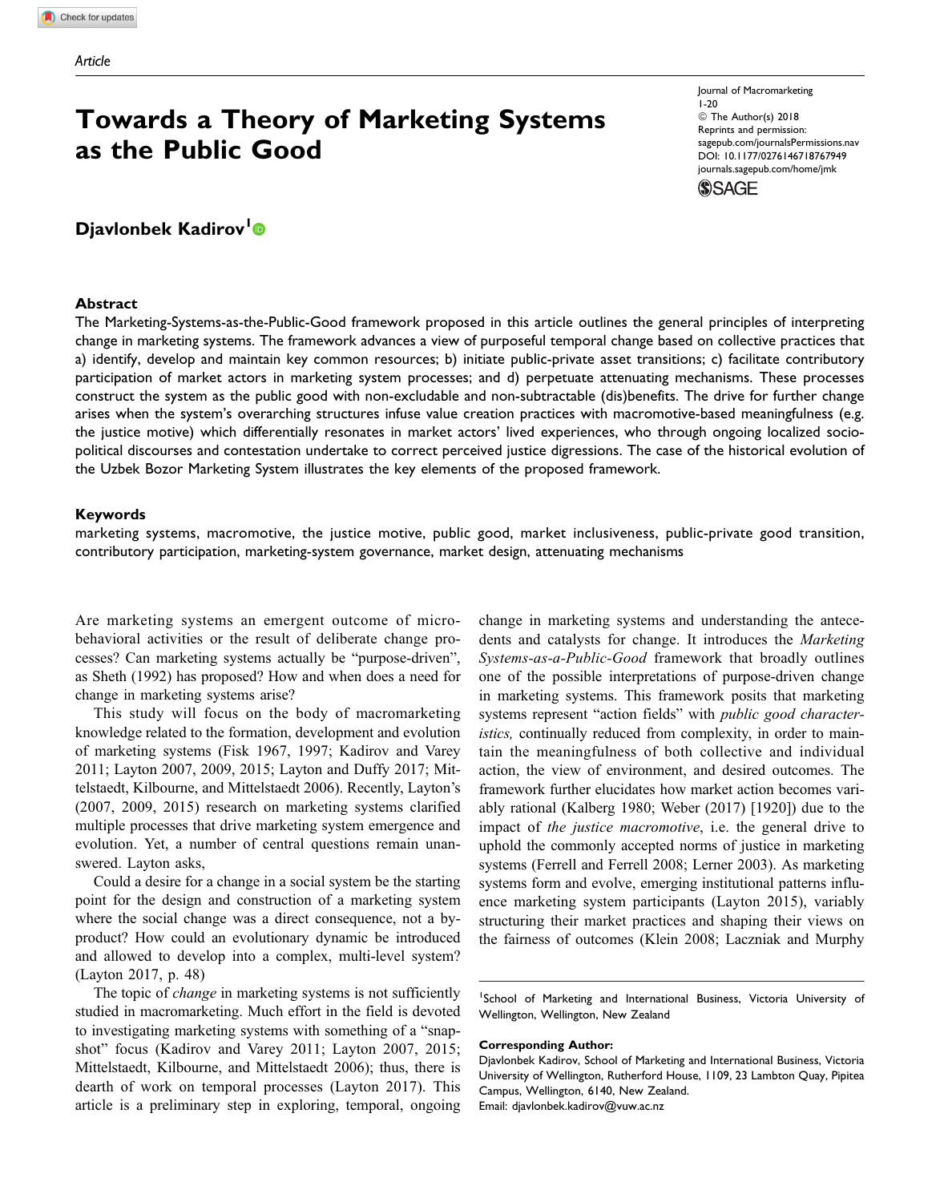Article

# Towards a Theory of Marketing Systems as the Public Good

Journal of Macromarketing
1-20
© The Author(s) 2018
Reprints and permission:
sagepub.com/journalsPermissions.nav
DOI: 10.1177/0276146718767949
journals.sagepub.com/home/jmk

**Djavlonbek Kadirov**[1]

## Abstract

The Marketing-Systems-as-the-Public-Good framework proposed in this article outlines the general principles of interpreting change in marketing systems. The framework advances a view of purposeful temporal change based on collective practices that a) identify, develop and maintain key common resources; b) initiate public-private asset transitions; c) facilitate contributory participation of market actors in marketing system processes; and d) perpetuate attenuating mechanisms. These processes construct the system as the public good with non-excludable and non-subtractable (dis)benefits. The drive for further change arises when the system's overarching structures infuse value creation practices with macromotive-based meaningfulness (e.g. the justice motive) which differentially resonates in market actors' lived experiences, who through ongoing localized socio-political discourses and contestation undertake to correct perceived justice digressions. The case of the historical evolution of the Uzbek Bozor Marketing System illustrates the key elements of the proposed framework.

## Keywords

marketing systems, macromotive, the justice motive, public good, market inclusiveness, public-private good transition, contributory participation, marketing-system governance, market design, attenuating mechanisms

Are marketing systems an emergent outcome of micro-behavioral activities or the result of deliberate change processes? Can marketing systems actually be "purpose-driven", as Sheth (1992) has proposed? How and when does a need for change in marketing systems arise?

This study will focus on the body of macromarketing knowledge related to the formation, development and evolution of marketing systems (Fisk 1967, 1997; Kadirov and Varey 2011; Layton 2007, 2009, 2015; Layton and Duffy 2017; Mittelstaedt, Kilbourne, and Mittelstaedt 2006). Recently, Layton's (2007, 2009, 2015) research on marketing systems clarified multiple processes that drive marketing system emergence and evolution. Yet, a number of central questions remain unanswered. Layton asks,

> Could a desire for a change in a social system be the starting point for the design and construction of a marketing system where the social change was a direct consequence, not a by-product? How could an evolutionary dynamic be introduced and allowed to develop into a complex, multi-level system? (Layton 2017, p. 48)

The topic of *change* in marketing systems is not sufficiently studied in macromarketing. Much effort in the field is devoted to investigating marketing systems with something of a "snapshot" focus (Kadirov and Varey 2011; Layton 2007, 2015; Mittelstaedt, Kilbourne, and Mittelstaedt 2006); thus, there is dearth of work on temporal processes (Layton 2017). This article is a preliminary step in exploring, temporal, ongoing change in marketing systems and understanding the antecedents and catalysts for change. It introduces the *Marketing Systems-as-a-Public-Good* framework that broadly outlines one of the possible interpretations of purpose-driven change in marketing systems. This framework posits that marketing systems represent "action fields" with *public good characteristics,* continually reduced from complexity, in order to maintain the meaningfulness of both collective and individual action, the view of environment, and desired outcomes. The framework further elucidates how market action becomes variably rational (Kalberg 1980; Weber (2017) [1920]) due to the impact of *the justice macromotive*, i.e. the general drive to uphold the commonly accepted norms of justice in marketing systems (Ferrell and Ferrell 2008; Lerner 2003). As marketing systems form and evolve, emerging institutional patterns influence marketing system participants (Layton 2015), variably structuring their market practices and shaping their views on the fairness of outcomes (Klein 2008; Laczniak and Murphy

[1]School of Marketing and International Business, Victoria University of Wellington, Wellington, New Zealand

**Corresponding Author:**
Djavlonbek Kadirov, School of Marketing and International Business, Victoria University of Wellington, Rutherford House, 1109, 23 Lambton Quay, Pipitea Campus, Wellington, 6140, New Zealand.
Email: djavlonbek.kadirov@vuw.ac.nz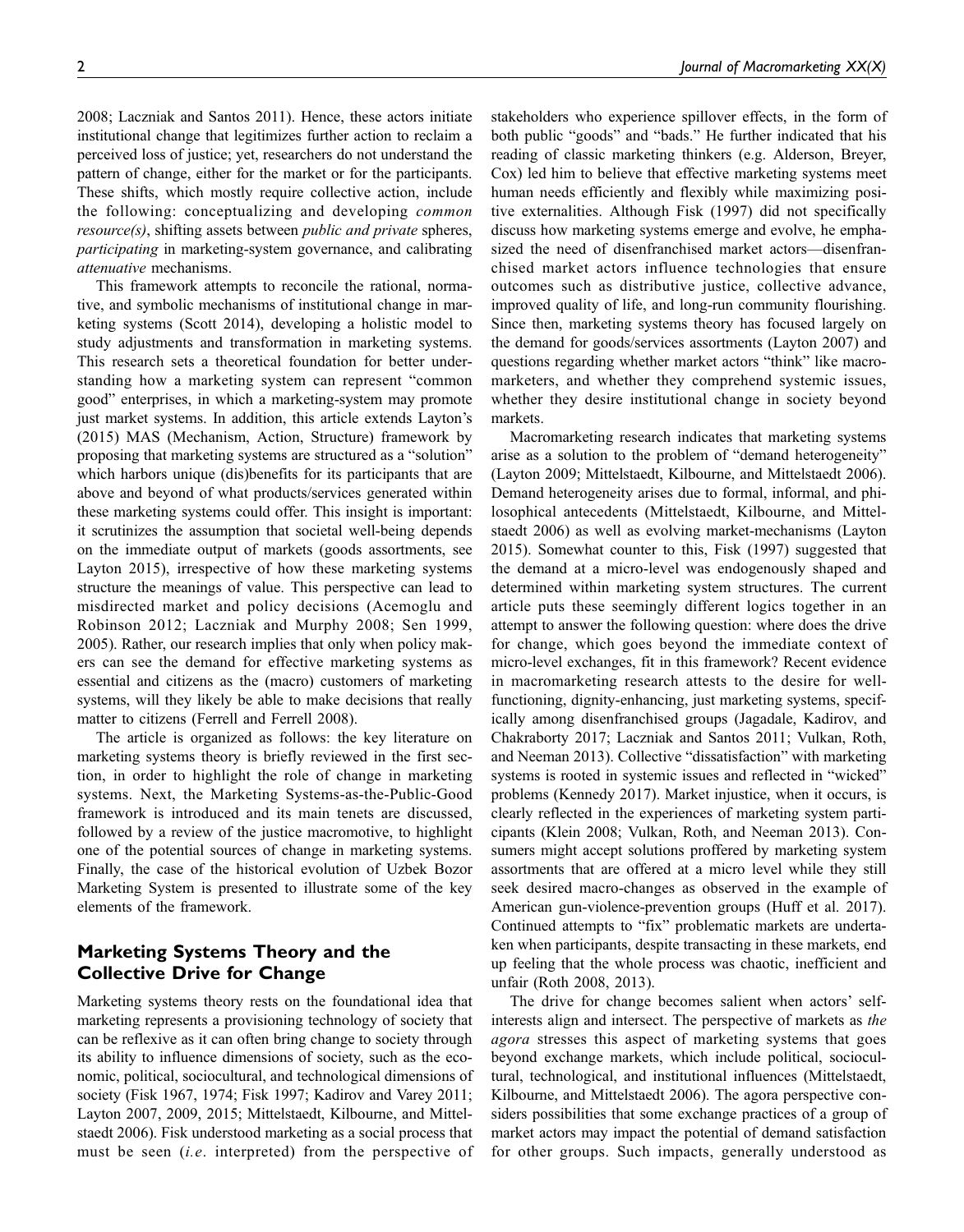2008; Laczniak and Santos 2011). Hence, these actors initiate institutional change that legitimizes further action to reclaim a perceived loss of justice; yet, researchers do not understand the pattern of change, either for the market or for the participants. These shifts, which mostly require collective action, include the following: conceptualizing and developing *common resource(s)*, shifting assets between *public and private* spheres, *participating* in marketing-system governance, and calibrating *attenuative* mechanisms.

This framework attempts to reconcile the rational, normative, and symbolic mechanisms of institutional change in marketing systems (Scott 2014), developing a holistic model to study adjustments and transformation in marketing systems. This research sets a theoretical foundation for better understanding how a marketing system can represent "common good" enterprises, in which a marketing-system may promote just market systems. In addition, this article extends Layton's (2015) MAS (Mechanism, Action, Structure) framework by proposing that marketing systems are structured as a "solution" which harbors unique (dis)benefits for its participants that are above and beyond of what products/services generated within these marketing systems could offer. This insight is important: it scrutinizes the assumption that societal well-being depends on the immediate output of markets (goods assortments, see Layton 2015), irrespective of how these marketing systems structure the meanings of value. This perspective can lead to misdirected market and policy decisions (Acemoglu and Robinson 2012; Laczniak and Murphy 2008; Sen 1999, 2005). Rather, our research implies that only when policy makers can see the demand for effective marketing systems as essential and citizens as the (macro) customers of marketing systems, will they likely be able to make decisions that really matter to citizens (Ferrell and Ferrell 2008).

The article is organized as follows: the key literature on marketing systems theory is briefly reviewed in the first section, in order to highlight the role of change in marketing systems. Next, the Marketing Systems-as-the-Public-Good framework is introduced and its main tenets are discussed, followed by a review of the justice macromotive, to highlight one of the potential sources of change in marketing systems. Finally, the case of the historical evolution of Uzbek Bozor Marketing System is presented to illustrate some of the key elements of the framework.

## Marketing Systems Theory and the Collective Drive for Change

Marketing systems theory rests on the foundational idea that marketing represents a provisioning technology of society that can be reflexive as it can often bring change to society through its ability to influence dimensions of society, such as the economic, political, sociocultural, and technological dimensions of society (Fisk 1967, 1974; Fisk 1997; Kadirov and Varey 2011; Layton 2007, 2009, 2015; Mittelstaedt, Kilbourne, and Mittelstaedt 2006). Fisk understood marketing as a social process that must be seen (*i.e.* interpreted) from the perspective of stakeholders who experience spillover effects, in the form of both public "goods" and "bads." He further indicated that his reading of classic marketing thinkers (e.g. Alderson, Breyer, Cox) led him to believe that effective marketing systems meet human needs efficiently and flexibly while maximizing positive externalities. Although Fisk (1997) did not specifically discuss how marketing systems emerge and evolve, he emphasized the need of disenfranchised market actors—disenfranchised market actors influence technologies that ensure outcomes such as distributive justice, collective advance, improved quality of life, and long-run community flourishing. Since then, marketing systems theory has focused largely on the demand for goods/services assortments (Layton 2007) and questions regarding whether market actors "think" like macromarketers, and whether they comprehend systemic issues, whether they desire institutional change in society beyond markets.

Macromarketing research indicates that marketing systems arise as a solution to the problem of "demand heterogeneity" (Layton 2009; Mittelstaedt, Kilbourne, and Mittelstaedt 2006). Demand heterogeneity arises due to formal, informal, and philosophical antecedents (Mittelstaedt, Kilbourne, and Mittelstaedt 2006) as well as evolving market-mechanisms (Layton 2015). Somewhat counter to this, Fisk (1997) suggested that the demand at a micro-level was endogenously shaped and determined within marketing system structures. The current article puts these seemingly different logics together in an attempt to answer the following question: where does the drive for change, which goes beyond the immediate context of micro-level exchanges, fit in this framework? Recent evidence in macromarketing research attests to the desire for well-functioning, dignity-enhancing, just marketing systems, specifically among disenfranchised groups (Jagadale, Kadirov, and Chakraborty 2017; Laczniak and Santos 2011; Vulkan, Roth, and Neeman 2013). Collective "dissatisfaction" with marketing systems is rooted in systemic issues and reflected in "wicked" problems (Kennedy 2017). Market injustice, when it occurs, is clearly reflected in the experiences of marketing system participants (Klein 2008; Vulkan, Roth, and Neeman 2013). Consumers might accept solutions proffered by marketing system assortments that are offered at a micro level while they still seek desired macro-changes as observed in the example of American gun-violence-prevention groups (Huff et al. 2017). Continued attempts to "fix" problematic markets are undertaken when participants, despite transacting in these markets, end up feeling that the whole process was chaotic, inefficient and unfair (Roth 2008, 2013).

The drive for change becomes salient when actors' self-interests align and intersect. The perspective of markets as *the agora* stresses this aspect of marketing systems that goes beyond exchange markets, which include political, sociocultural, technological, and institutional influences (Mittelstaedt, Kilbourne, and Mittelstaedt 2006). The agora perspective considers possibilities that some exchange practices of a group of market actors may impact the potential of demand satisfaction for other groups. Such impacts, generally understood as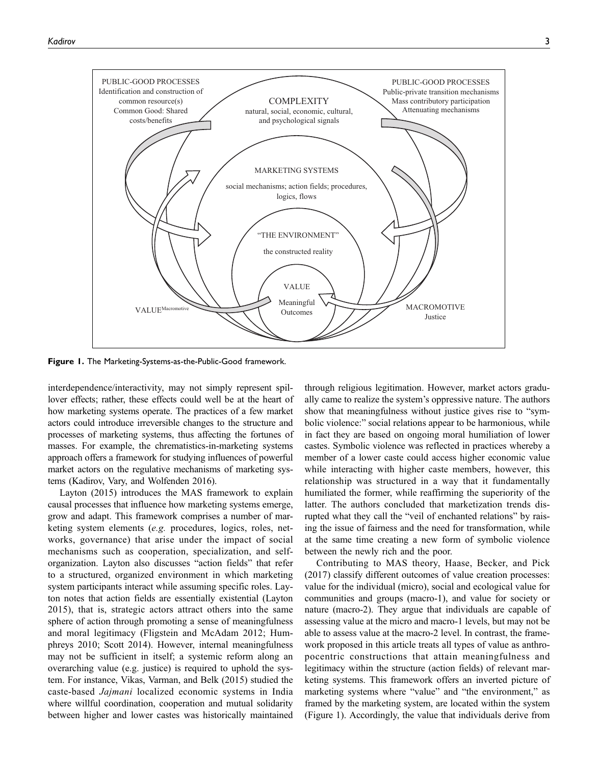**Figure 1.** The Marketing-Systems-as-the-Public-Good framework.

interdependence/interactivity, may not simply represent spillover effects; rather, these effects could well be at the heart of how marketing systems operate. The practices of a few market actors could introduce irreversible changes to the structure and processes of marketing systems, thus affecting the fortunes of masses. For example, the chrematistics-in-marketing systems approach offers a framework for studying influences of powerful market actors on the regulative mechanisms of marketing systems (Kadirov, Vary, and Wolfenden 2016).

Layton (2015) introduces the MAS framework to explain causal processes that influence how marketing systems emerge, grow and adapt. This framework comprises a number of marketing system elements (*e.g.* procedures, logics, roles, networks, governance) that arise under the impact of social mechanisms such as cooperation, specialization, and self-organization. Layton also discusses "action fields" that refer to a structured, organized environment in which marketing system participants interact while assuming specific roles. Layton notes that action fields are essentially existential (Layton 2015), that is, strategic actors attract others into the same sphere of action through promoting a sense of meaningfulness and moral legitimacy (Fligstein and McAdam 2012; Humphreys 2010; Scott 2014). However, internal meaningfulness may not be sufficient in itself; a systemic reform along an overarching value (e.g. justice) is required to uphold the system. For instance, Vikas, Varman, and Belk (2015) studied the caste-based *Jajmani* localized economic systems in India where willful coordination, cooperation and mutual solidarity between higher and lower castes was historically maintained through religious legitimation. However, market actors gradually came to realize the system's oppressive nature. The authors show that meaningfulness without justice gives rise to "symbolic violence:" social relations appear to be harmonious, while in fact they are based on ongoing moral humiliation of lower castes. Symbolic violence was reflected in practices whereby a member of a lower caste could access higher economic value while interacting with higher caste members, however, this relationship was structured in a way that it fundamentally humiliated the former, while reaffirming the superiority of the latter. The authors concluded that marketization trends disrupted what they call the "veil of enchanted relations" by raising the issue of fairness and the need for transformation, while at the same time creating a new form of symbolic violence between the newly rich and the poor.

Contributing to MAS theory, Haase, Becker, and Pick (2017) classify different outcomes of value creation processes: value for the individual (micro), social and ecological value for communities and groups (macro-1), and value for society or nature (macro-2). They argue that individuals are capable of assessing value at the micro and macro-1 levels, but may not be able to assess value at the macro-2 level. In contrast, the framework proposed in this article treats all types of value as anthropocentric constructions that attain meaningfulness and legitimacy within the structure (action fields) of relevant marketing systems. This framework offers an inverted picture of marketing systems where "value" and "the environment," as framed by the marketing system, are located within the system (Figure 1). Accordingly, the value that individuals derive from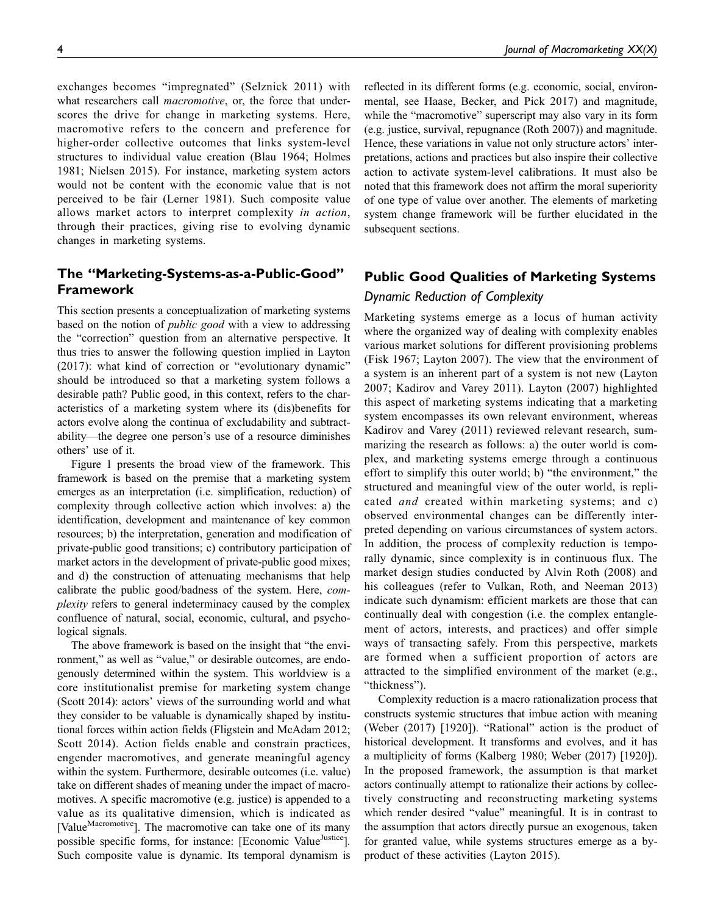exchanges becomes "impregnated" (Selznick 2011) with what researchers call *macromotive*, or, the force that underscores the drive for change in marketing systems. Here, macromotive refers to the concern and preference for higher-order collective outcomes that links system-level structures to individual value creation (Blau 1964; Holmes 1981; Nielsen 2015). For instance, marketing system actors would not be content with the economic value that is not perceived to be fair (Lerner 1981). Such composite value allows market actors to interpret complexity *in action*, through their practices, giving rise to evolving dynamic changes in marketing systems.

## The "Marketing-Systems-as-a-Public-Good" Framework

This section presents a conceptualization of marketing systems based on the notion of *public good* with a view to addressing the "correction" question from an alternative perspective. It thus tries to answer the following question implied in Layton (2017): what kind of correction or "evolutionary dynamic" should be introduced so that a marketing system follows a desirable path? Public good, in this context, refers to the characteristics of a marketing system where its (dis)benefits for actors evolve along the continua of excludability and subtractability—the degree one person's use of a resource diminishes others' use of it.

Figure 1 presents the broad view of the framework. This framework is based on the premise that a marketing system emerges as an interpretation (i.e. simplification, reduction) of complexity through collective action which involves: a) the identification, development and maintenance of key common resources; b) the interpretation, generation and modification of private-public good transitions; c) contributory participation of market actors in the development of private-public good mixes; and d) the construction of attenuating mechanisms that help calibrate the public good/badness of the system. Here, *complexity* refers to general indeterminacy caused by the complex confluence of natural, social, economic, cultural, and psychological signals.

The above framework is based on the insight that "the environment," as well as "value," or desirable outcomes, are endogenously determined within the system. This worldview is a core institutionalist premise for marketing system change (Scott 2014): actors' views of the surrounding world and what they consider to be valuable is dynamically shaped by institutional forces within action fields (Fligstein and McAdam 2012; Scott 2014). Action fields enable and constrain practices, engender macromotives, and generate meaningful agency within the system. Furthermore, desirable outcomes (i.e. value) take on different shades of meaning under the impact of macromotives. A specific macromotive (e.g. justice) is appended to a value as its qualitative dimension, which is indicated as [Value$^{\text{Macromotive}}$]. The macromotive can take one of its many possible specific forms, for instance: [Economic Value$^{\text{Justice}}$]. Such composite value is dynamic. Its temporal dynamism is reflected in its different forms (e.g. economic, social, environmental, see Haase, Becker, and Pick 2017) and magnitude, while the "macromotive" superscript may also vary in its form (e.g. justice, survival, repugnance (Roth 2007)) and magnitude. Hence, these variations in value not only structure actors' interpretations, actions and practices but also inspire their collective action to activate system-level calibrations. It must also be noted that this framework does not affirm the moral superiority of one type of value over another. The elements of marketing system change framework will be further elucidated in the subsequent sections.

## Public Good Qualities of Marketing Systems

### Dynamic Reduction of Complexity

Marketing systems emerge as a locus of human activity where the organized way of dealing with complexity enables various market solutions for different provisioning problems (Fisk 1967; Layton 2007). The view that the environment of a system is an inherent part of a system is not new (Layton 2007; Kadirov and Varey 2011). Layton (2007) highlighted this aspect of marketing systems indicating that a marketing system encompasses its own relevant environment, whereas Kadirov and Varey (2011) reviewed relevant research, summarizing the research as follows: a) the outer world is complex, and marketing systems emerge through a continuous effort to simplify this outer world; b) "the environment," the structured and meaningful view of the outer world, is replicated *and* created within marketing systems; and c) observed environmental changes can be differently interpreted depending on various circumstances of system actors. In addition, the process of complexity reduction is temporally dynamic, since complexity is in continuous flux. The market design studies conducted by Alvin Roth (2008) and his colleagues (refer to Vulkan, Roth, and Neeman 2013) indicate such dynamism: efficient markets are those that can continually deal with congestion (i.e. the complex entanglement of actors, interests, and practices) and offer simple ways of transacting safely. From this perspective, markets are formed when a sufficient proportion of actors are attracted to the simplified environment of the market (e.g., "thickness").

Complexity reduction is a macro rationalization process that constructs systemic structures that imbue action with meaning (Weber (2017) [1920]). "Rational" action is the product of historical development. It transforms and evolves, and it has a multiplicity of forms (Kalberg 1980; Weber (2017) [1920]). In the proposed framework, the assumption is that market actors continually attempt to rationalize their actions by collectively constructing and reconstructing marketing systems which render desired "value" meaningful. It is in contrast to the assumption that actors directly pursue an exogenous, taken for granted value, while systems structures emerge as a by-product of these activities (Layton 2015).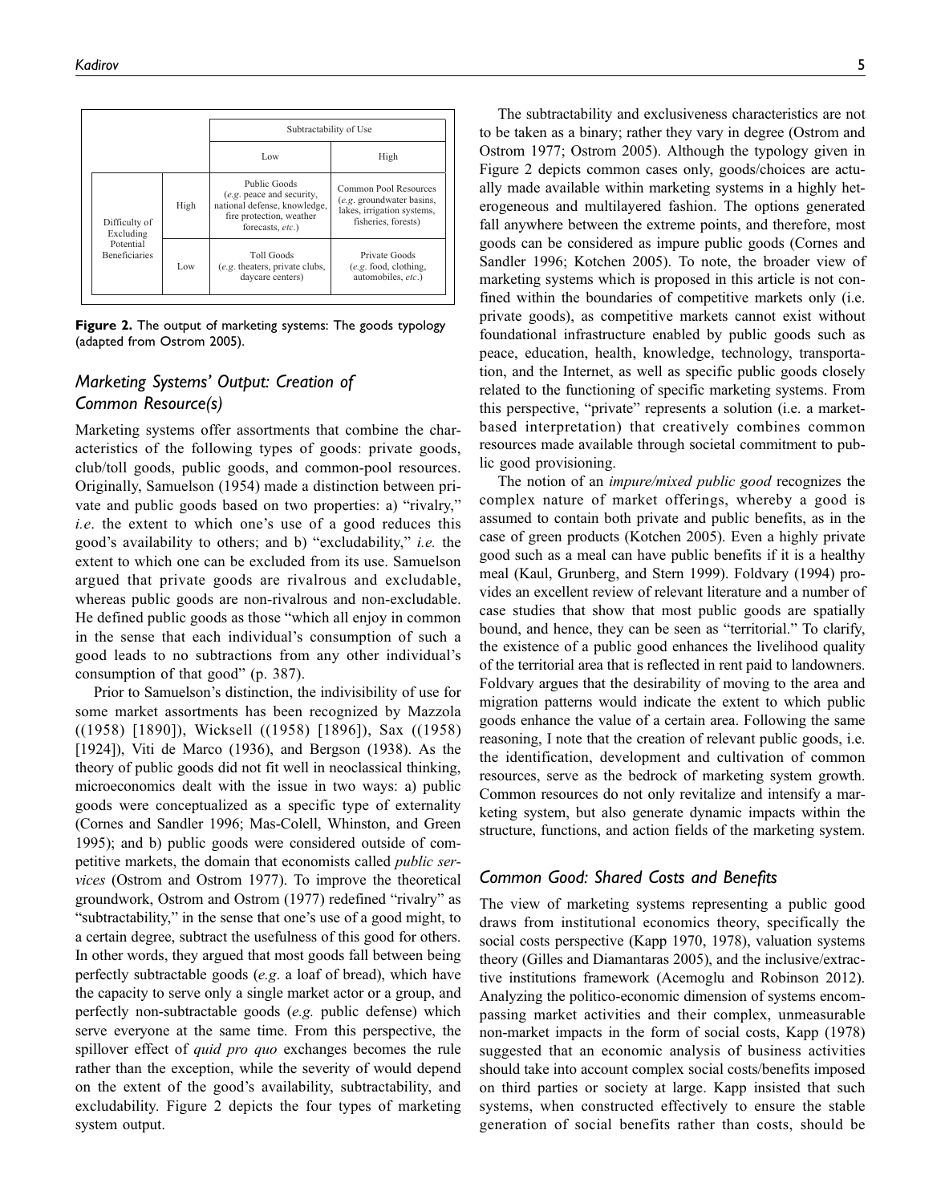| | | Subtractability of Use | |
|---|---|---|---|
| | | Low | High |
| Difficulty of Excluding Potential Beneficiaries | High | Public Goods (*e.g.* peace and security, national defense, knowledge, fire protection, weather forecasts, *etc.*) | Common Pool Resources (*e.g.* groundwater basins, lakes, irrigation systems, fisheries, forests) |
| | Low | Toll Goods (*e.g.* theaters, private clubs, daycare centers) | Private Goods (*e.g.* food, clothing, automobiles, *etc.*) |

**Figure 2.** The output of marketing systems: The goods typology (adapted from Ostrom 2005).

## *Marketing Systems' Output: Creation of Common Resource(s)*

Marketing systems offer assortments that combine the characteristics of the following types of goods: private goods, club/toll goods, public goods, and common-pool resources. Originally, Samuelson (1954) made a distinction between private and public goods based on two properties: a) "rivalry," *i.e*. the extent to which one's use of a good reduces this good's availability to others; and b) "excludability," *i.e.* the extent to which one can be excluded from its use. Samuelson argued that private goods are rivalrous and excludable, whereas public goods are non-rivalrous and non-excludable. He defined public goods as those "which all enjoy in common in the sense that each individual's consumption of such a good leads to no subtractions from any other individual's consumption of that good" (p. 387).

Prior to Samuelson's distinction, the indivisibility of use for some market assortments has been recognized by Mazzola ((1958) [1890]), Wicksell ((1958) [1896]), Sax ((1958) [1924]), Viti de Marco (1936), and Bergson (1938). As the theory of public goods did not fit well in neoclassical thinking, microeconomics dealt with the issue in two ways: a) public goods were conceptualized as a specific type of externality (Cornes and Sandler 1996; Mas-Colell, Whinston, and Green 1995); and b) public goods were considered outside of competitive markets, the domain that economists called *public services* (Ostrom and Ostrom 1977). To improve the theoretical groundwork, Ostrom and Ostrom (1977) redefined "rivalry" as "subtractability," in the sense that one's use of a good might, to a certain degree, subtract the usefulness of this good for others. In other words, they argued that most goods fall between being perfectly subtractable goods (*e.g*. a loaf of bread), which have the capacity to serve only a single market actor or a group, and perfectly non-subtractable goods (*e.g.* public defense) which serve everyone at the same time. From this perspective, the spillover effect of *quid pro quo* exchanges becomes the rule rather than the exception, while the severity of would depend on the extent of the good's availability, subtractability, and excludability. Figure 2 depicts the four types of marketing system output.

The subtractability and exclusiveness characteristics are not to be taken as a binary; rather they vary in degree (Ostrom and Ostrom 1977; Ostrom 2005). Although the typology given in Figure 2 depicts common cases only, goods/choices are actually made available within marketing systems in a highly heterogeneous and multilayered fashion. The options generated fall anywhere between the extreme points, and therefore, most goods can be considered as impure public goods (Cornes and Sandler 1996; Kotchen 2005). To note, the broader view of marketing systems which is proposed in this article is not confined within the boundaries of competitive markets only (i.e. private goods), as competitive markets cannot exist without foundational infrastructure enabled by public goods such as peace, education, health, knowledge, technology, transportation, and the Internet, as well as specific public goods closely related to the functioning of specific marketing systems. From this perspective, "private" represents a solution (i.e. a market-based interpretation) that creatively combines common resources made available through societal commitment to public good provisioning.

The notion of an *impure/mixed public good* recognizes the complex nature of market offerings, whereby a good is assumed to contain both private and public benefits, as in the case of green products (Kotchen 2005). Even a highly private good such as a meal can have public benefits if it is a healthy meal (Kaul, Grunberg, and Stern 1999). Foldvary (1994) provides an excellent review of relevant literature and a number of case studies that show that most public goods are spatially bound, and hence, they can be seen as "territorial." To clarify, the existence of a public good enhances the livelihood quality of the territorial area that is reflected in rent paid to landowners. Foldvary argues that the desirability of moving to the area and migration patterns would indicate the extent to which public goods enhance the value of a certain area. Following the same reasoning, I note that the creation of relevant public goods, i.e. the identification, development and cultivation of common resources, serve as the bedrock of marketing system growth. Common resources do not only revitalize and intensify a marketing system, but also generate dynamic impacts within the structure, functions, and action fields of the marketing system.

## *Common Good: Shared Costs and Benefits*

The view of marketing systems representing a public good draws from institutional economics theory, specifically the social costs perspective (Kapp 1970, 1978), valuation systems theory (Gilles and Diamantaras 2005), and the inclusive/extractive institutions framework (Acemoglu and Robinson 2012). Analyzing the politico-economic dimension of systems encompassing market activities and their complex, unmeasurable non-market impacts in the form of social costs, Kapp (1978) suggested that an economic analysis of business activities should take into account complex social costs/benefits imposed on third parties or society at large. Kapp insisted that such systems, when constructed effectively to ensure the stable generation of social benefits rather than costs, should be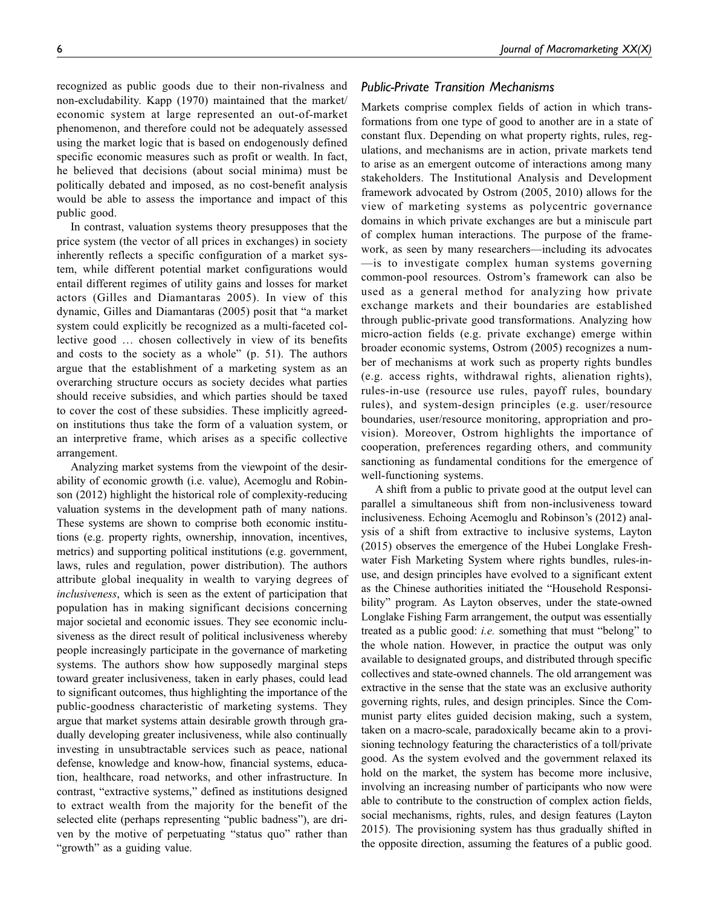recognized as public goods due to their non-rivalness and non-excludability. Kapp (1970) maintained that the market/economic system at large represented an out-of-market phenomenon, and therefore could not be adequately assessed using the market logic that is based on endogenously defined specific economic measures such as profit or wealth. In fact, he believed that decisions (about social minima) must be politically debated and imposed, as no cost-benefit analysis would be able to assess the importance and impact of this public good.

In contrast, valuation systems theory presupposes that the price system (the vector of all prices in exchanges) in society inherently reflects a specific configuration of a market system, while different potential market configurations would entail different regimes of utility gains and losses for market actors (Gilles and Diamantaras 2005). In view of this dynamic, Gilles and Diamantaras (2005) posit that "a market system could explicitly be recognized as a multi-faceted collective good … chosen collectively in view of its benefits and costs to the society as a whole" (p. 51). The authors argue that the establishment of a marketing system as an overarching structure occurs as society decides what parties should receive subsidies, and which parties should be taxed to cover the cost of these subsidies. These implicitly agreed-on institutions thus take the form of a valuation system, or an interpretive frame, which arises as a specific collective arrangement.

Analyzing market systems from the viewpoint of the desirability of economic growth (i.e. value), Acemoglu and Robinson (2012) highlight the historical role of complexity-reducing valuation systems in the development path of many nations. These systems are shown to comprise both economic institutions (e.g. property rights, ownership, innovation, incentives, metrics) and supporting political institutions (e.g. government, laws, rules and regulation, power distribution). The authors attribute global inequality in wealth to varying degrees of *inclusiveness*, which is seen as the extent of participation that population has in making significant decisions concerning major societal and economic issues. They see economic inclusiveness as the direct result of political inclusiveness whereby people increasingly participate in the governance of marketing systems. The authors show how supposedly marginal steps toward greater inclusiveness, taken in early phases, could lead to significant outcomes, thus highlighting the importance of the public-goodness characteristic of marketing systems. They argue that market systems attain desirable growth through gradually developing greater inclusiveness, while also continually investing in unsubtractable services such as peace, national defense, knowledge and know-how, financial systems, education, healthcare, road networks, and other infrastructure. In contrast, "extractive systems," defined as institutions designed to extract wealth from the majority for the benefit of the selected elite (perhaps representing "public badness"), are driven by the motive of perpetuating "status quo" rather than "growth" as a guiding value.

### Public-Private Transition Mechanisms

Markets comprise complex fields of action in which transformations from one type of good to another are in a state of constant flux. Depending on what property rights, rules, regulations, and mechanisms are in action, private markets tend to arise as an emergent outcome of interactions among many stakeholders. The Institutional Analysis and Development framework advocated by Ostrom (2005, 2010) allows for the view of marketing systems as polycentric governance domains in which private exchanges are but a miniscule part of complex human interactions. The purpose of the framework, as seen by many researchers—including its advocates—is to investigate complex human systems governing common-pool resources. Ostrom's framework can also be used as a general method for analyzing how private exchange markets and their boundaries are established through public-private good transformations. Analyzing how micro-action fields (e.g. private exchange) emerge within broader economic systems, Ostrom (2005) recognizes a number of mechanisms at work such as property rights bundles (e.g. access rights, withdrawal rights, alienation rights), rules-in-use (resource use rules, payoff rules, boundary rules), and system-design principles (e.g. user/resource boundaries, user/resource monitoring, appropriation and provision). Moreover, Ostrom highlights the importance of cooperation, preferences regarding others, and community sanctioning as fundamental conditions for the emergence of well-functioning systems.

A shift from a public to private good at the output level can parallel a simultaneous shift from non-inclusiveness toward inclusiveness. Echoing Acemoglu and Robinson's (2012) analysis of a shift from extractive to inclusive systems, Layton (2015) observes the emergence of the Hubei Longlake Freshwater Fish Marketing System where rights bundles, rules-in-use, and design principles have evolved to a significant extent as the Chinese authorities initiated the "Household Responsibility" program. As Layton observes, under the state-owned Longlake Fishing Farm arrangement, the output was essentially treated as a public good: *i.e.* something that must "belong" to the whole nation. However, in practice the output was only available to designated groups, and distributed through specific collectives and state-owned channels. The old arrangement was extractive in the sense that the state was an exclusive authority governing rights, rules, and design principles. Since the Communist party elites guided decision making, such a system, taken on a macro-scale, paradoxically became akin to a provisioning technology featuring the characteristics of a toll/private good. As the system evolved and the government relaxed its hold on the market, the system has become more inclusive, involving an increasing number of participants who now were able to contribute to the construction of complex action fields, social mechanisms, rights, rules, and design features (Layton 2015). The provisioning system has thus gradually shifted in the opposite direction, assuming the features of a public good.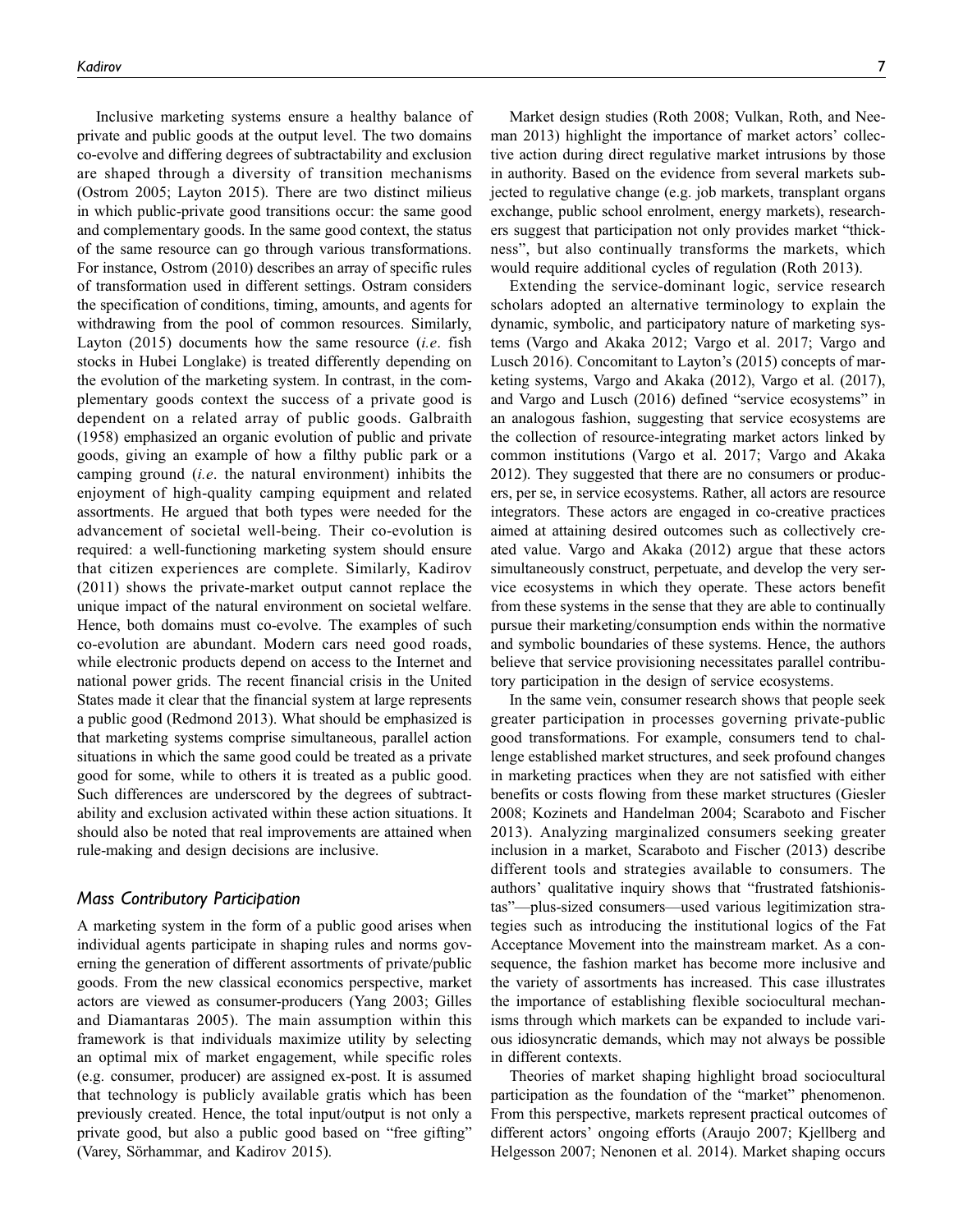Inclusive marketing systems ensure a healthy balance of private and public goods at the output level. The two domains co-evolve and differing degrees of subtractability and exclusion are shaped through a diversity of transition mechanisms (Ostrom 2005; Layton 2015). There are two distinct milieus in which public-private good transitions occur: the same good and complementary goods. In the same good context, the status of the same resource can go through various transformations. For instance, Ostrom (2010) describes an array of specific rules of transformation used in different settings. Ostram considers the specification of conditions, timing, amounts, and agents for withdrawing from the pool of common resources. Similarly, Layton (2015) documents how the same resource (*i.e*. fish stocks in Hubei Longlake) is treated differently depending on the evolution of the marketing system. In contrast, in the complementary goods context the success of a private good is dependent on a related array of public goods. Galbraith (1958) emphasized an organic evolution of public and private goods, giving an example of how a filthy public park or a camping ground (*i.e*. the natural environment) inhibits the enjoyment of high-quality camping equipment and related assortments. He argued that both types were needed for the advancement of societal well-being. Their co-evolution is required: a well-functioning marketing system should ensure that citizen experiences are complete. Similarly, Kadirov (2011) shows the private-market output cannot replace the unique impact of the natural environment on societal welfare. Hence, both domains must co-evolve. The examples of such co-evolution are abundant. Modern cars need good roads, while electronic products depend on access to the Internet and national power grids. The recent financial crisis in the United States made it clear that the financial system at large represents a public good (Redmond 2013). What should be emphasized is that marketing systems comprise simultaneous, parallel action situations in which the same good could be treated as a private good for some, while to others it is treated as a public good. Such differences are underscored by the degrees of subtractability and exclusion activated within these action situations. It should also be noted that real improvements are attained when rule-making and design decisions are inclusive.

### *Mass Contributory Participation*

A marketing system in the form of a public good arises when individual agents participate in shaping rules and norms governing the generation of different assortments of private/public goods. From the new classical economics perspective, market actors are viewed as consumer-producers (Yang 2003; Gilles and Diamantaras 2005). The main assumption within this framework is that individuals maximize utility by selecting an optimal mix of market engagement, while specific roles (e.g. consumer, producer) are assigned ex-post. It is assumed that technology is publicly available gratis which has been previously created. Hence, the total input/output is not only a private good, but also a public good based on "free gifting" (Varey, Sörhammar, and Kadirov 2015).

Market design studies (Roth 2008; Vulkan, Roth, and Neeman 2013) highlight the importance of market actors' collective action during direct regulative market intrusions by those in authority. Based on the evidence from several markets subjected to regulative change (e.g. job markets, transplant organs exchange, public school enrolment, energy markets), researchers suggest that participation not only provides market "thickness", but also continually transforms the markets, which would require additional cycles of regulation (Roth 2013).

Extending the service-dominant logic, service research scholars adopted an alternative terminology to explain the dynamic, symbolic, and participatory nature of marketing systems (Vargo and Akaka 2012; Vargo et al. 2017; Vargo and Lusch 2016). Concomitant to Layton's (2015) concepts of marketing systems, Vargo and Akaka (2012), Vargo et al. (2017), and Vargo and Lusch (2016) defined "service ecosystems" in an analogous fashion, suggesting that service ecosystems are the collection of resource-integrating market actors linked by common institutions (Vargo et al. 2017; Vargo and Akaka 2012). They suggested that there are no consumers or producers, per se, in service ecosystems. Rather, all actors are resource integrators. These actors are engaged in co-creative practices aimed at attaining desired outcomes such as collectively created value. Vargo and Akaka (2012) argue that these actors simultaneously construct, perpetuate, and develop the very service ecosystems in which they operate. These actors benefit from these systems in the sense that they are able to continually pursue their marketing/consumption ends within the normative and symbolic boundaries of these systems. Hence, the authors believe that service provisioning necessitates parallel contributory participation in the design of service ecosystems.

In the same vein, consumer research shows that people seek greater participation in processes governing private-public good transformations. For example, consumers tend to challenge established market structures, and seek profound changes in marketing practices when they are not satisfied with either benefits or costs flowing from these market structures (Giesler 2008; Kozinets and Handelman 2004; Scaraboto and Fischer 2013). Analyzing marginalized consumers seeking greater inclusion in a market, Scaraboto and Fischer (2013) describe different tools and strategies available to consumers. The authors' qualitative inquiry shows that "frustrated fatshionistas"—plus-sized consumers—used various legitimization strategies such as introducing the institutional logics of the Fat Acceptance Movement into the mainstream market. As a consequence, the fashion market has become more inclusive and the variety of assortments has increased. This case illustrates the importance of establishing flexible sociocultural mechanisms through which markets can be expanded to include various idiosyncratic demands, which may not always be possible in different contexts.

Theories of market shaping highlight broad sociocultural participation as the foundation of the "market" phenomenon. From this perspective, markets represent practical outcomes of different actors' ongoing efforts (Araujo 2007; Kjellberg and Helgesson 2007; Nenonen et al. 2014). Market shaping occurs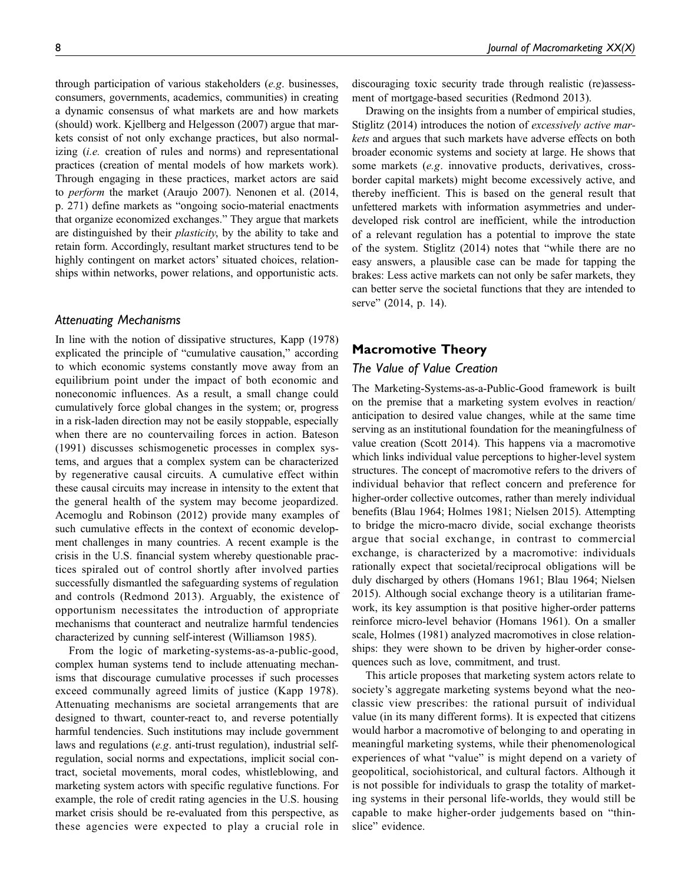through participation of various stakeholders (*e.g*. businesses, consumers, governments, academics, communities) in creating a dynamic consensus of what markets are and how markets (should) work. Kjellberg and Helgesson (2007) argue that markets consist of not only exchange practices, but also normalizing (*i.e.* creation of rules and norms) and representational practices (creation of mental models of how markets work). Through engaging in these practices, market actors are said to *perform* the market (Araujo 2007). Nenonen et al. (2014, p. 271) define markets as "ongoing socio-material enactments that organize economized exchanges." They argue that markets are distinguished by their *plasticity*, by the ability to take and retain form. Accordingly, resultant market structures tend to be highly contingent on market actors' situated choices, relationships within networks, power relations, and opportunistic acts.

### *Attenuating Mechanisms*

In line with the notion of dissipative structures, Kapp (1978) explicated the principle of "cumulative causation," according to which economic systems constantly move away from an equilibrium point under the impact of both economic and noneconomic influences. As a result, a small change could cumulatively force global changes in the system; or, progress in a risk-laden direction may not be easily stoppable, especially when there are no countervailing forces in action. Bateson (1991) discusses schismogenetic processes in complex systems, and argues that a complex system can be characterized by regenerative causal circuits. A cumulative effect within these causal circuits may increase in intensity to the extent that the general health of the system may become jeopardized. Acemoglu and Robinson (2012) provide many examples of such cumulative effects in the context of economic development challenges in many countries. A recent example is the crisis in the U.S. financial system whereby questionable practices spiraled out of control shortly after involved parties successfully dismantled the safeguarding systems of regulation and controls (Redmond 2013). Arguably, the existence of opportunism necessitates the introduction of appropriate mechanisms that counteract and neutralize harmful tendencies characterized by cunning self-interest (Williamson 1985).

From the logic of marketing-systems-as-a-public-good, complex human systems tend to include attenuating mechanisms that discourage cumulative processes if such processes exceed communally agreed limits of justice (Kapp 1978). Attenuating mechanisms are societal arrangements that are designed to thwart, counter-react to, and reverse potentially harmful tendencies. Such institutions may include government laws and regulations (*e.g*. anti-trust regulation), industrial self-regulation, social norms and expectations, implicit social contract, societal movements, moral codes, whistleblowing, and marketing system actors with specific regulative functions. For example, the role of credit rating agencies in the U.S. housing market crisis should be re-evaluated from this perspective, as these agencies were expected to play a crucial role in discouraging toxic security trade through realistic (re)assessment of mortgage-based securities (Redmond 2013).

Drawing on the insights from a number of empirical studies, Stiglitz (2014) introduces the notion of *excessively active markets* and argues that such markets have adverse effects on both broader economic systems and society at large. He shows that some markets (*e.g*. innovative products, derivatives, cross-border capital markets) might become excessively active, and thereby inefficient. This is based on the general result that unfettered markets with information asymmetries and underdeveloped risk control are inefficient, while the introduction of a relevant regulation has a potential to improve the state of the system. Stiglitz (2014) notes that "while there are no easy answers, a plausible case can be made for tapping the brakes: Less active markets can not only be safer markets, they can better serve the societal functions that they are intended to serve" (2014, p. 14).

## Macromotive Theory

### *The Value of Value Creation*

The Marketing-Systems-as-a-Public-Good framework is built on the premise that a marketing system evolves in reaction/anticipation to desired value changes, while at the same time serving as an institutional foundation for the meaningfulness of value creation (Scott 2014). This happens via a macromotive which links individual value perceptions to higher-level system structures. The concept of macromotive refers to the drivers of individual behavior that reflect concern and preference for higher-order collective outcomes, rather than merely individual benefits (Blau 1964; Holmes 1981; Nielsen 2015). Attempting to bridge the micro-macro divide, social exchange theorists argue that social exchange, in contrast to commercial exchange, is characterized by a macromotive: individuals rationally expect that societal/reciprocal obligations will be duly discharged by others (Homans 1961; Blau 1964; Nielsen 2015). Although social exchange theory is a utilitarian framework, its key assumption is that positive higher-order patterns reinforce micro-level behavior (Homans 1961). On a smaller scale, Holmes (1981) analyzed macromotives in close relationships: they were shown to be driven by higher-order consequences such as love, commitment, and trust.

This article proposes that marketing system actors relate to society's aggregate marketing systems beyond what the neoclassic view prescribes: the rational pursuit of individual value (in its many different forms). It is expected that citizens would harbor a macromotive of belonging to and operating in meaningful marketing systems, while their phenomenological experiences of what "value" is might depend on a variety of geopolitical, sociohistorical, and cultural factors. Although it is not possible for individuals to grasp the totality of marketing systems in their personal life-worlds, they would still be capable to make higher-order judgements based on "thin-slice" evidence.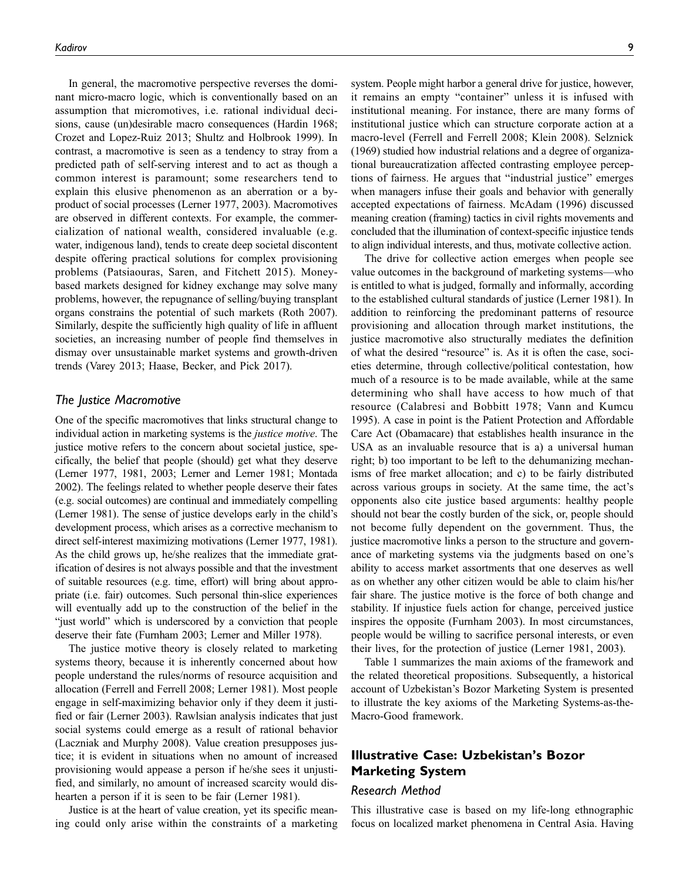In general, the macromotive perspective reverses the dominant micro-macro logic, which is conventionally based on an assumption that micromotives, i.e. rational individual decisions, cause (un)desirable macro consequences (Hardin 1968; Crozet and Lopez-Ruiz 2013; Shultz and Holbrook 1999). In contrast, a macromotive is seen as a tendency to stray from a predicted path of self-serving interest and to act as though a common interest is paramount; some researchers tend to explain this elusive phenomenon as an aberration or a byproduct of social processes (Lerner 1977, 2003). Macromotives are observed in different contexts. For example, the commercialization of national wealth, considered invaluable (e.g. water, indigenous land), tends to create deep societal discontent despite offering practical solutions for complex provisioning problems (Patsiaouras, Saren, and Fitchett 2015). Money-based markets designed for kidney exchange may solve many problems, however, the repugnance of selling/buying transplant organs constrains the potential of such markets (Roth 2007). Similarly, despite the sufficiently high quality of life in affluent societies, an increasing number of people find themselves in dismay over unsustainable market systems and growth-driven trends (Varey 2013; Haase, Becker, and Pick 2017).

### The Justice Macromotive

One of the specific macromotives that links structural change to individual action in marketing systems is the *justice motive*. The justice motive refers to the concern about societal justice, specifically, the belief that people (should) get what they deserve (Lerner 1977, 1981, 2003; Lerner and Lerner 1981; Montada 2002). The feelings related to whether people deserve their fates (e.g. social outcomes) are continual and immediately compelling (Lerner 1981). The sense of justice develops early in the child's development process, which arises as a corrective mechanism to direct self-interest maximizing motivations (Lerner 1977, 1981). As the child grows up, he/she realizes that the immediate gratification of desires is not always possible and that the investment of suitable resources (e.g. time, effort) will bring about appropriate (i.e. fair) outcomes. Such personal thin-slice experiences will eventually add up to the construction of the belief in the "just world" which is underscored by a conviction that people deserve their fate (Furnham 2003; Lerner and Miller 1978).

The justice motive theory is closely related to marketing systems theory, because it is inherently concerned about how people understand the rules/norms of resource acquisition and allocation (Ferrell and Ferrell 2008; Lerner 1981). Most people engage in self-maximizing behavior only if they deem it justified or fair (Lerner 2003). Rawlsian analysis indicates that just social systems could emerge as a result of rational behavior (Laczniak and Murphy 2008). Value creation presupposes justice; it is evident in situations when no amount of increased provisioning would appease a person if he/she sees it unjustified, and similarly, no amount of increased scarcity would dishearten a person if it is seen to be fair (Lerner 1981).

Justice is at the heart of value creation, yet its specific meaning could only arise within the constraints of a marketing system. People might harbor a general drive for justice, however, it remains an empty "container" unless it is infused with institutional meaning. For instance, there are many forms of institutional justice which can structure corporate action at a macro-level (Ferrell and Ferrell 2008; Klein 2008). Selznick (1969) studied how industrial relations and a degree of organizational bureaucratization affected contrasting employee perceptions of fairness. He argues that "industrial justice" emerges when managers infuse their goals and behavior with generally accepted expectations of fairness. McAdam (1996) discussed meaning creation (framing) tactics in civil rights movements and concluded that the illumination of context-specific injustice tends to align individual interests, and thus, motivate collective action.

The drive for collective action emerges when people see value outcomes in the background of marketing systems—who is entitled to what is judged, formally and informally, according to the established cultural standards of justice (Lerner 1981). In addition to reinforcing the predominant patterns of resource provisioning and allocation through market institutions, the justice macromotive also structurally mediates the definition of what the desired "resource" is. As it is often the case, societies determine, through collective/political contestation, how much of a resource is to be made available, while at the same determining who shall have access to how much of that resource (Calabresi and Bobbitt 1978; Vann and Kumcu 1995). A case in point is the Patient Protection and Affordable Care Act (Obamacare) that establishes health insurance in the USA as an invaluable resource that is a) a universal human right; b) too important to be left to the dehumanizing mechanisms of free market allocation; and c) to be fairly distributed across various groups in society. At the same time, the act's opponents also cite justice based arguments: healthy people should not bear the costly burden of the sick, or, people should not become fully dependent on the government. Thus, the justice macromotive links a person to the structure and governance of marketing systems via the judgments based on one's ability to access market assortments that one deserves as well as on whether any other citizen would be able to claim his/her fair share. The justice motive is the force of both change and stability. If injustice fuels action for change, perceived justice inspires the opposite (Furnham 2003). In most circumstances, people would be willing to sacrifice personal interests, or even their lives, for the protection of justice (Lerner 1981, 2003).

Table 1 summarizes the main axioms of the framework and the related theoretical propositions. Subsequently, a historical account of Uzbekistan's Bozor Marketing System is presented to illustrate the key axioms of the Marketing Systems-as-the-Macro-Good framework.

## Illustrative Case: Uzbekistan's Bozor Marketing System

### Research Method

This illustrative case is based on my life-long ethnographic focus on localized market phenomena in Central Asia. Having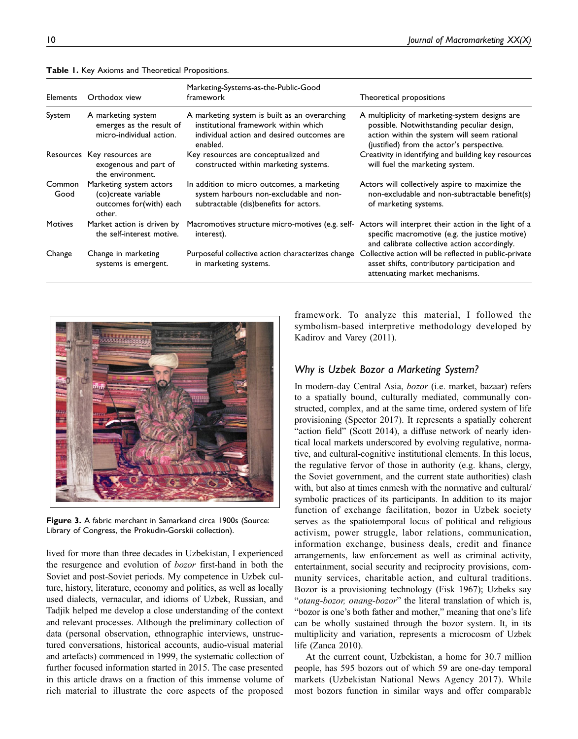**Table 1.** Key Axioms and Theoretical Propositions.

| Elements | Orthodox view | Marketing-Systems-as-the-Public-Good framework | Theoretical propositions |
| --- | --- | --- | --- |
| System | A marketing system emerges as the result of micro-individual action. | A marketing system is built as an overarching institutional framework within which individual action and desired outcomes are enabled. | A multiplicity of marketing-system designs are possible. Notwithstanding peculiar design, action within the system will seem rational (justified) from the actor's perspective. |
| Resources | Key resources are exogenous and part of the environment. | Key resources are conceptualized and constructed within marketing systems. | Creativity in identifying and building key resources will fuel the marketing system. |
| Common Good | Marketing system actors (co)create variable outcomes for(with) each other. | In addition to micro outcomes, a marketing system harbours non-excludable and non-subtractable (dis)benefits for actors. | Actors will collectively aspire to maximize the non-excludable and non-subtractable benefit(s) of marketing systems. |
| Motives | Market action is driven by the self-interest motive. | Macromotives structure micro-motives (e.g. self-interest). | Actors will interpret their action in the light of a specific macromotive (e.g. the justice motive) and calibrate collective action accordingly. |
| Change | Change in marketing systems is emergent. | Purposeful collective action characterizes change in marketing systems. | Collective action will be reflected in public-private asset shifts, contributory participation and attenuating market mechanisms. |

**Figure 3.** A fabric merchant in Samarkand circa 1900s (Source: Library of Congress, the Prokudin-Gorskii collection).

lived for more than three decades in Uzbekistan, I experienced the resurgence and evolution of *bozor* first-hand in both the Soviet and post-Soviet periods. My competence in Uzbek culture, history, literature, economy and politics, as well as locally used dialects, vernacular, and idioms of Uzbek, Russian, and Tadjik helped me develop a close understanding of the context and relevant processes. Although the preliminary collection of data (personal observation, ethnographic interviews, unstructured conversations, historical accounts, audio-visual material and artefacts) commenced in 1999, the systematic collection of further focused information started in 2015. The case presented in this article draws on a fraction of this immense volume of rich material to illustrate the core aspects of the proposed framework. To analyze this material, I followed the symbolism-based interpretive methodology developed by Kadirov and Varey (2011).

### *Why is Uzbek Bozor a Marketing System?*

In modern-day Central Asia, *bozor* (i.e. market, bazaar) refers to a spatially bound, culturally mediated, communally constructed, complex, and at the same time, ordered system of life provisioning (Spector 2017). It represents a spatially coherent "action field" (Scott 2014), a diffuse network of nearly identical local markets underscored by evolving regulative, normative, and cultural-cognitive institutional elements. In this locus, the regulative fervor of those in authority (e.g. khans, clergy, the Soviet government, and the current state authorities) clash with, but also at times enmesh with the normative and cultural/symbolic practices of its participants. In addition to its major function of exchange facilitation, bozor in Uzbek society serves as the spatiotemporal locus of political and religious activism, power struggle, labor relations, communication, information exchange, business deals, credit and finance arrangements, law enforcement as well as criminal activity, entertainment, social security and reciprocity provisions, community services, charitable action, and cultural traditions. Bozor is a provisioning technology (Fisk 1967); Uzbeks say "*otang-bozor, onang-bozor*" the literal translation of which is, "bozor is one's both father and mother," meaning that one's life can be wholly sustained through the bozor system. It, in its multiplicity and variation, represents a microcosm of Uzbek life (Zanca 2010).

At the current count, Uzbekistan, a home for 30.7 million people, has 595 bozors out of which 59 are one-day temporal markets (Uzbekistan National News Agency 2017). While most bozors function in similar ways and offer comparable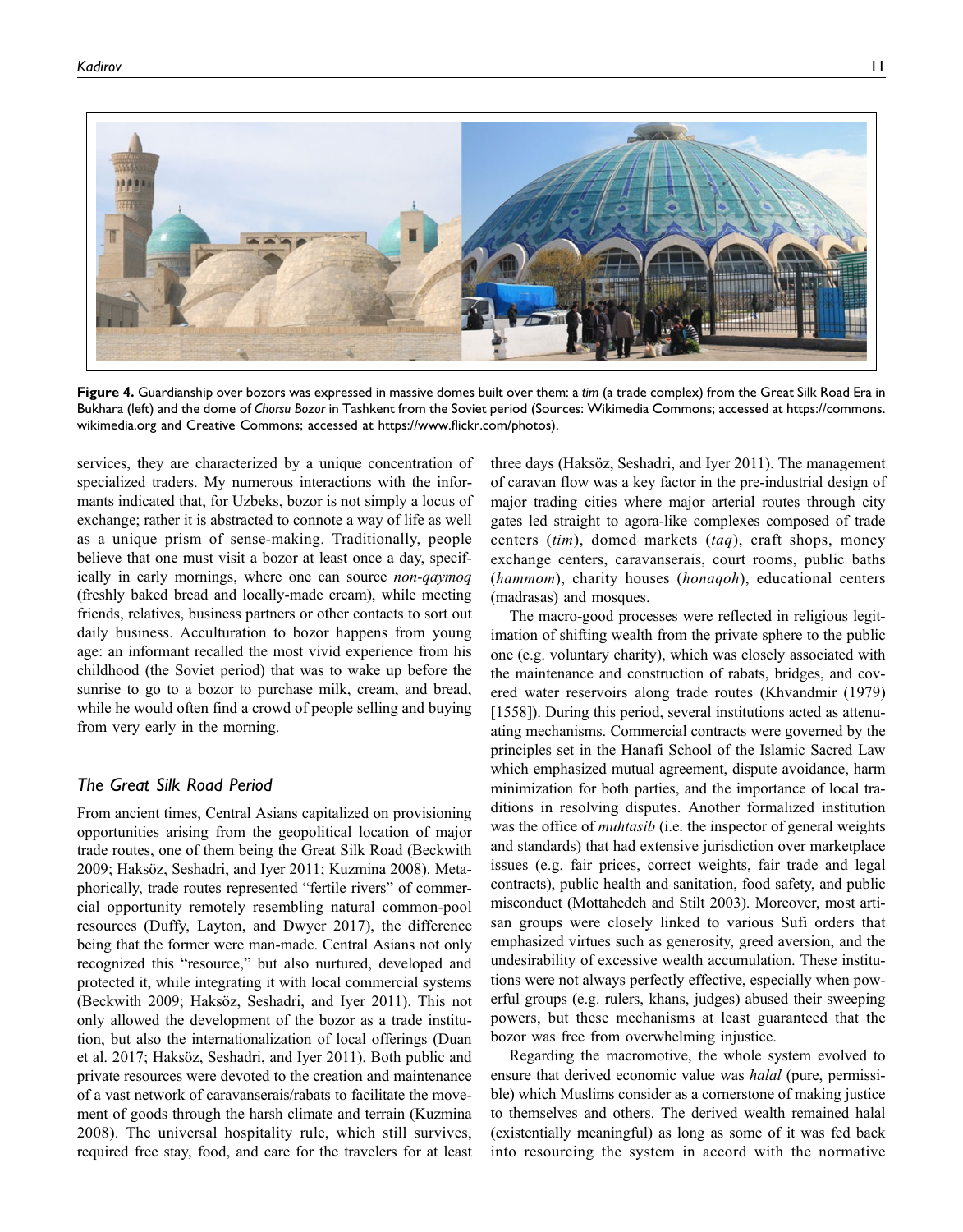**Figure 4.** Guardianship over bozors was expressed in massive domes built over them: a *tim* (a trade complex) from the Great Silk Road Era in Bukhara (left) and the dome of *Chorsu Bozor* in Tashkent from the Soviet period (Sources: Wikimedia Commons; accessed at https://commons.wikimedia.org and Creative Commons; accessed at https://www.flickr.com/photos).

services, they are characterized by a unique concentration of specialized traders. My numerous interactions with the informants indicated that, for Uzbeks, bozor is not simply a locus of exchange; rather it is abstracted to connote a way of life as well as a unique prism of sense-making. Traditionally, people believe that one must visit a bozor at least once a day, specifically in early mornings, where one can source *non-qaymoq* (freshly baked bread and locally-made cream), while meeting friends, relatives, business partners or other contacts to sort out daily business. Acculturation to bozor happens from young age: an informant recalled the most vivid experience from his childhood (the Soviet period) that was to wake up before the sunrise to go to a bozor to purchase milk, cream, and bread, while he would often find a crowd of people selling and buying from very early in the morning.

### *The Great Silk Road Period*

From ancient times, Central Asians capitalized on provisioning opportunities arising from the geopolitical location of major trade routes, one of them being the Great Silk Road (Beckwith 2009; Haksöz, Seshadri, and Iyer 2011; Kuzmina 2008). Metaphorically, trade routes represented "fertile rivers" of commercial opportunity remotely resembling natural common-pool resources (Duffy, Layton, and Dwyer 2017), the difference being that the former were man-made. Central Asians not only recognized this "resource," but also nurtured, developed and protected it, while integrating it with local commercial systems (Beckwith 2009; Haksöz, Seshadri, and Iyer 2011). This not only allowed the development of the bozor as a trade institution, but also the internationalization of local offerings (Duan et al. 2017; Haksöz, Seshadri, and Iyer 2011). Both public and private resources were devoted to the creation and maintenance of a vast network of caravanserais/rabats to facilitate the movement of goods through the harsh climate and terrain (Kuzmina 2008). The universal hospitality rule, which still survives, required free stay, food, and care for the travelers for at least three days (Haksöz, Seshadri, and Iyer 2011). The management of caravan flow was a key factor in the pre-industrial design of major trading cities where major arterial routes through city gates led straight to agora-like complexes composed of trade centers (*tim*), domed markets (*taq*), craft shops, money exchange centers, caravanserais, court rooms, public baths (*hammom*), charity houses (*honaqoh*), educational centers (madrasas) and mosques.

The macro-good processes were reflected in religious legitimation of shifting wealth from the private sphere to the public one (e.g. voluntary charity), which was closely associated with the maintenance and construction of rabats, bridges, and covered water reservoirs along trade routes (Khvandmir (1979) [1558]). During this period, several institutions acted as attenuating mechanisms. Commercial contracts were governed by the principles set in the Hanafi School of the Islamic Sacred Law which emphasized mutual agreement, dispute avoidance, harm minimization for both parties, and the importance of local traditions in resolving disputes. Another formalized institution was the office of *muhtasib* (i.e. the inspector of general weights and standards) that had extensive jurisdiction over marketplace issues (e.g. fair prices, correct weights, fair trade and legal contracts), public health and sanitation, food safety, and public misconduct (Mottahedeh and Stilt 2003). Moreover, most artisan groups were closely linked to various Sufi orders that emphasized virtues such as generosity, greed aversion, and the undesirability of excessive wealth accumulation. These institutions were not always perfectly effective, especially when powerful groups (e.g. rulers, khans, judges) abused their sweeping powers, but these mechanisms at least guaranteed that the bozor was free from overwhelming injustice.

Regarding the macromotive, the whole system evolved to ensure that derived economic value was *halal* (pure, permissible) which Muslims consider as a cornerstone of making justice to themselves and others. The derived wealth remained halal (existentially meaningful) as long as some of it was fed back into resourcing the system in accord with the normative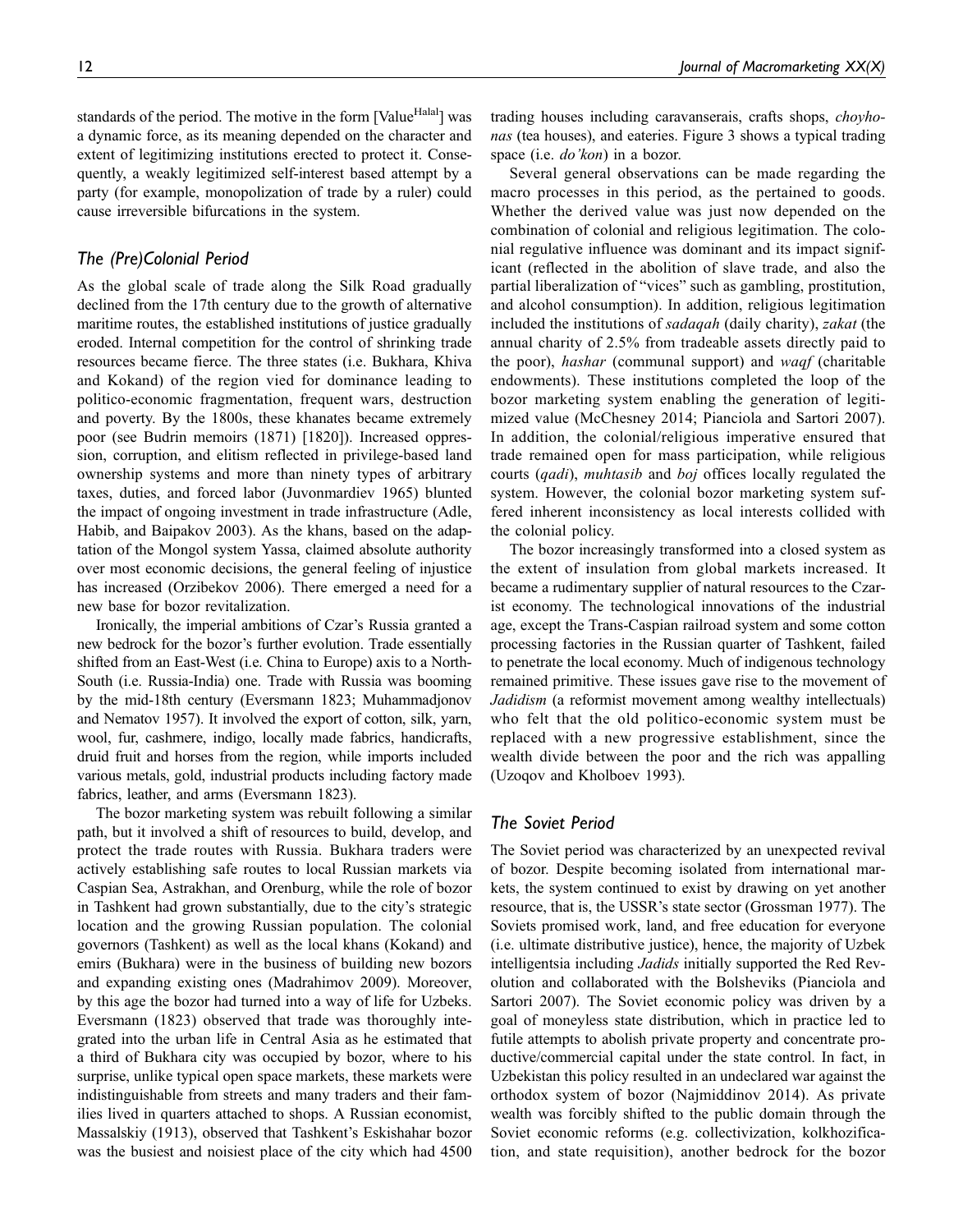standards of the period. The motive in the form [Value$^{Halal}$] was a dynamic force, as its meaning depended on the character and extent of legitimizing institutions erected to protect it. Consequently, a weakly legitimized self-interest based attempt by a party (for example, monopolization of trade by a ruler) could cause irreversible bifurcations in the system.

### The (Pre)Colonial Period

As the global scale of trade along the Silk Road gradually declined from the 17th century due to the growth of alternative maritime routes, the established institutions of justice gradually eroded. Internal competition for the control of shrinking trade resources became fierce. The three states (i.e. Bukhara, Khiva and Kokand) of the region vied for dominance leading to politico-economic fragmentation, frequent wars, destruction and poverty. By the 1800s, these khanates became extremely poor (see Budrin memoirs (1871) [1820]). Increased oppression, corruption, and elitism reflected in privilege-based land ownership systems and more than ninety types of arbitrary taxes, duties, and forced labor (Juvonmardiev 1965) blunted the impact of ongoing investment in trade infrastructure (Adle, Habib, and Baipakov 2003). As the khans, based on the adaptation of the Mongol system Yassa, claimed absolute authority over most economic decisions, the general feeling of injustice has increased (Orzibekov 2006). There emerged a need for a new base for bozor revitalization.

Ironically, the imperial ambitions of Czar's Russia granted a new bedrock for the bozor's further evolution. Trade essentially shifted from an East-West (i.e. China to Europe) axis to a North-South (i.e. Russia-India) one. Trade with Russia was booming by the mid-18th century (Eversmann 1823; Muhammadjonov and Nematov 1957). It involved the export of cotton, silk, yarn, wool, fur, cashmere, indigo, locally made fabrics, handicrafts, druid fruit and horses from the region, while imports included various metals, gold, industrial products including factory made fabrics, leather, and arms (Eversmann 1823).

The bozor marketing system was rebuilt following a similar path, but it involved a shift of resources to build, develop, and protect the trade routes with Russia. Bukhara traders were actively establishing safe routes to local Russian markets via Caspian Sea, Astrakhan, and Orenburg, while the role of bozor in Tashkent had grown substantially, due to the city's strategic location and the growing Russian population. The colonial governors (Tashkent) as well as the local khans (Kokand) and emirs (Bukhara) were in the business of building new bozors and expanding existing ones (Madrahimov 2009). Moreover, by this age the bozor had turned into a way of life for Uzbeks. Eversmann (1823) observed that trade was thoroughly integrated into the urban life in Central Asia as he estimated that a third of Bukhara city was occupied by bozor, where to his surprise, unlike typical open space markets, these markets were indistinguishable from streets and many traders and their families lived in quarters attached to shops. A Russian economist, Massalskiy (1913), observed that Tashkent's Eskishahar bozor was the busiest and noisiest place of the city which had 4500 trading houses including caravanserais, crafts shops, *choyhonas* (tea houses), and eateries. Figure 3 shows a typical trading space (i.e. *do'kon*) in a bozor.

Several general observations can be made regarding the macro processes in this period, as the pertained to goods. Whether the derived value was just now depended on the combination of colonial and religious legitimation. The colonial regulative influence was dominant and its impact significant (reflected in the abolition of slave trade, and also the partial liberalization of "vices" such as gambling, prostitution, and alcohol consumption). In addition, religious legitimation included the institutions of *sadaqah* (daily charity), *zakat* (the annual charity of 2.5% from tradeable assets directly paid to the poor), *hashar* (communal support) and *waqf* (charitable endowments). These institutions completed the loop of the bozor marketing system enabling the generation of legitimized value (McChesney 2014; Pianciola and Sartori 2007). In addition, the colonial/religious imperative ensured that trade remained open for mass participation, while religious courts (*qadi*), *muhtasib* and *boj* offices locally regulated the system. However, the colonial bozor marketing system suffered inherent inconsistency as local interests collided with the colonial policy.

The bozor increasingly transformed into a closed system as the extent of insulation from global markets increased. It became a rudimentary supplier of natural resources to the Czarist economy. The technological innovations of the industrial age, except the Trans-Caspian railroad system and some cotton processing factories in the Russian quarter of Tashkent, failed to penetrate the local economy. Much of indigenous technology remained primitive. These issues gave rise to the movement of *Jadidism* (a reformist movement among wealthy intellectuals) who felt that the old politico-economic system must be replaced with a new progressive establishment, since the wealth divide between the poor and the rich was appalling (Uzoqov and Kholboev 1993).

### The Soviet Period

The Soviet period was characterized by an unexpected revival of bozor. Despite becoming isolated from international markets, the system continued to exist by drawing on yet another resource, that is, the USSR's state sector (Grossman 1977). The Soviets promised work, land, and free education for everyone (i.e. ultimate distributive justice), hence, the majority of Uzbek intelligentsia including *Jadids* initially supported the Red Revolution and collaborated with the Bolsheviks (Pianciola and Sartori 2007). The Soviet economic policy was driven by a goal of moneyless state distribution, which in practice led to futile attempts to abolish private property and concentrate productive/commercial capital under the state control. In fact, in Uzbekistan this policy resulted in an undeclared war against the orthodox system of bozor (Najmiddinov 2014). As private wealth was forcibly shifted to the public domain through the Soviet economic reforms (e.g. collectivization, kolkhozification, and state requisition), another bedrock for the bozor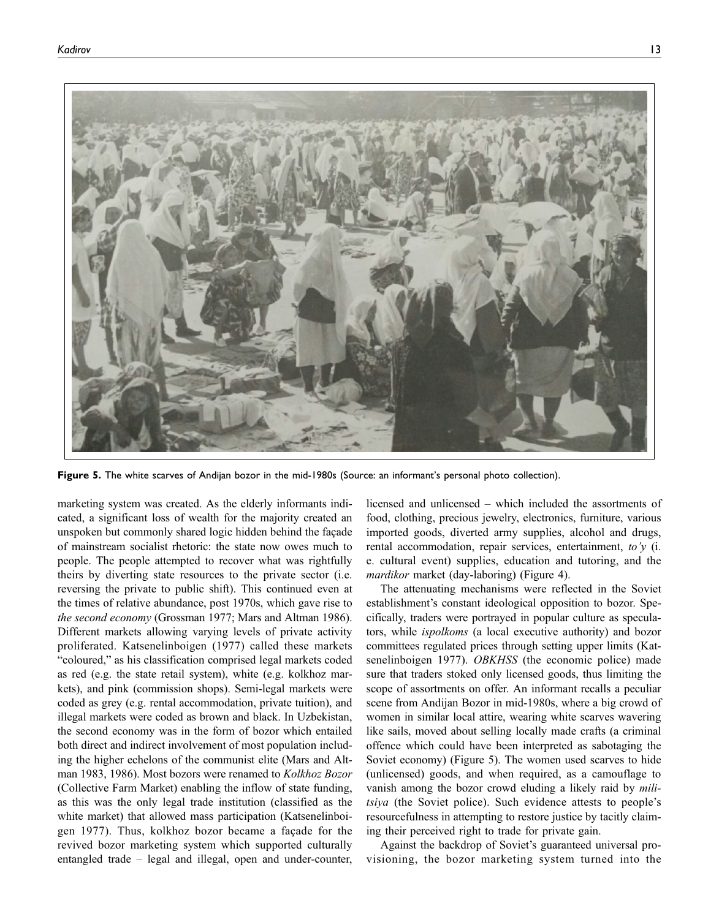**Figure 5.** The white scarves of Andijan bozor in the mid-1980s (Source: an informant's personal photo collection).

marketing system was created. As the elderly informants indicated, a significant loss of wealth for the majority created an unspoken but commonly shared logic hidden behind the façade of mainstream socialist rhetoric: the state now owes much to people. The people attempted to recover what was rightfully theirs by diverting state resources to the private sector (i.e. reversing the private to public shift). This continued even at the times of relative abundance, post 1970s, which gave rise to *the second economy* (Grossman 1977; Mars and Altman 1986). Different markets allowing varying levels of private activity proliferated. Katsenelinboigen (1977) called these markets "coloured," as his classification comprised legal markets coded as red (e.g. the state retail system), white (e.g. kolkhoz markets), and pink (commission shops). Semi-legal markets were coded as grey (e.g. rental accommodation, private tuition), and illegal markets were coded as brown and black. In Uzbekistan, the second economy was in the form of bozor which entailed both direct and indirect involvement of most population including the higher echelons of the communist elite (Mars and Altman 1983, 1986). Most bozors were renamed to *Kolkhoz Bozor* (Collective Farm Market) enabling the inflow of state funding, as this was the only legal trade institution (classified as the white market) that allowed mass participation (Katsenelinboigen 1977). Thus, kolkhoz bozor became a façade for the revived bozor marketing system which supported culturally entangled trade – legal and illegal, open and under-counter, licensed and unlicensed – which included the assortments of food, clothing, precious jewelry, electronics, furniture, various imported goods, diverted army supplies, alcohol and drugs, rental accommodation, repair services, entertainment, *to'y* (i. e. cultural event) supplies, education and tutoring, and the *mardikor* market (day-laboring) (Figure 4).

The attenuating mechanisms were reflected in the Soviet establishment's constant ideological opposition to bozor. Specifically, traders were portrayed in popular culture as speculators, while *ispolkoms* (a local executive authority) and bozor committees regulated prices through setting upper limits (Katsenelinboigen 1977). *OBKHSS* (the economic police) made sure that traders stoked only licensed goods, thus limiting the scope of assortments on offer. An informant recalls a peculiar scene from Andijan Bozor in mid-1980s, where a big crowd of women in similar local attire, wearing white scarves wavering like sails, moved about selling locally made crafts (a criminal offence which could have been interpreted as sabotaging the Soviet economy) (Figure 5). The women used scarves to hide (unlicensed) goods, and when required, as a camouflage to vanish among the bozor crowd eluding a likely raid by *militsiya* (the Soviet police). Such evidence attests to people's resourcefulness in attempting to restore justice by tacitly claiming their perceived right to trade for private gain.

Against the backdrop of Soviet's guaranteed universal provisioning, the bozor marketing system turned into the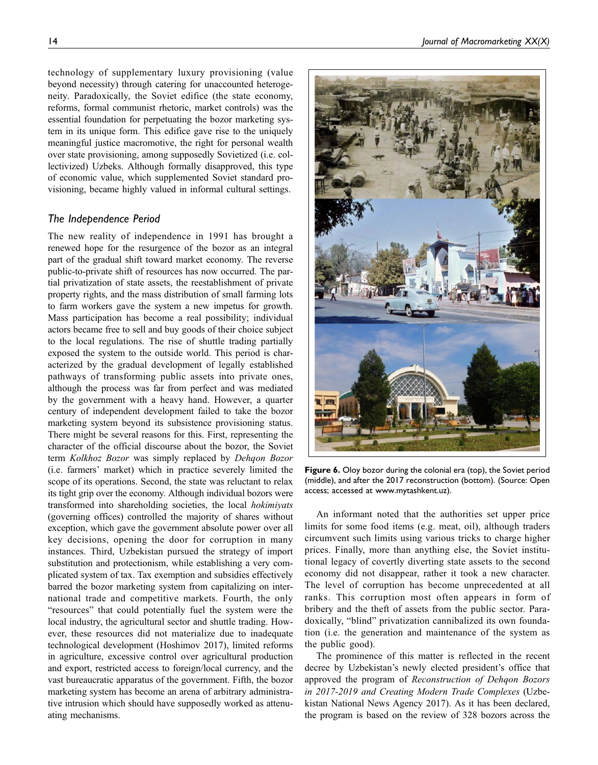technology of supplementary luxury provisioning (value beyond necessity) through catering for unaccounted heterogeneity. Paradoxically, the Soviet edifice (the state economy, reforms, formal communist rhetoric, market controls) was the essential foundation for perpetuating the bozor marketing system in its unique form. This edifice gave rise to the uniquely meaningful justice macromotive, the right for personal wealth over state provisioning, among supposedly Sovietized (i.e. collectivized) Uzbeks. Although formally disapproved, this type of economic value, which supplemented Soviet standard provisioning, became highly valued in informal cultural settings.

### *The Independence Period*

The new reality of independence in 1991 has brought a renewed hope for the resurgence of the bozor as an integral part of the gradual shift toward market economy. The reverse public-to-private shift of resources has now occurred. The partial privatization of state assets, the reestablishment of private property rights, and the mass distribution of small farming lots to farm workers gave the system a new impetus for growth. Mass participation has become a real possibility; individual actors became free to sell and buy goods of their choice subject to the local regulations. The rise of shuttle trading partially exposed the system to the outside world. This period is characterized by the gradual development of legally established pathways of transforming public assets into private ones, although the process was far from perfect and was mediated by the government with a heavy hand. However, a quarter century of independent development failed to take the bozor marketing system beyond its subsistence provisioning status. There might be several reasons for this. First, representing the character of the official discourse about the bozor, the Soviet term *Kolkhoz Bozor* was simply replaced by *Dehqon Bozor* (i.e. farmers' market) which in practice severely limited the scope of its operations. Second, the state was reluctant to relax its tight grip over the economy. Although individual bozors were transformed into shareholding societies, the local *hokimiyats* (governing offices) controlled the majority of shares without exception, which gave the government absolute power over all key decisions, opening the door for corruption in many instances. Third, Uzbekistan pursued the strategy of import substitution and protectionism, while establishing a very complicated system of tax. Tax exemption and subsidies effectively barred the bozor marketing system from capitalizing on international trade and competitive markets. Fourth, the only "resources" that could potentially fuel the system were the local industry, the agricultural sector and shuttle trading. However, these resources did not materialize due to inadequate technological development (Hoshimov 2017), limited reforms in agriculture, excessive control over agricultural production and export, restricted access to foreign/local currency, and the vast bureaucratic apparatus of the government. Fifth, the bozor marketing system has become an arena of arbitrary administrative intrusion which should have supposedly worked as attenuating mechanisms.

**Figure 6.** Oloy bozor during the colonial era (top), the Soviet period (middle), and after the 2017 reconstruction (bottom). (Source: Open access; accessed at www.mytashkent.uz).

An informant noted that the authorities set upper price limits for some food items (e.g. meat, oil), although traders circumvent such limits using various tricks to charge higher prices. Finally, more than anything else, the Soviet institutional legacy of covertly diverting state assets to the second economy did not disappear, rather it took a new character. The level of corruption has become unprecedented at all ranks. This corruption most often appears in form of bribery and the theft of assets from the public sector. Paradoxically, "blind" privatization cannibalized its own foundation (i.e. the generation and maintenance of the system as the public good).

The prominence of this matter is reflected in the recent decree by Uzbekistan's newly elected president's office that approved the program of *Reconstruction of Dehqon Bozors in 2017-2019 and Creating Modern Trade Complexes* (Uzbekistan National News Agency 2017). As it has been declared, the program is based on the review of 328 bozors across the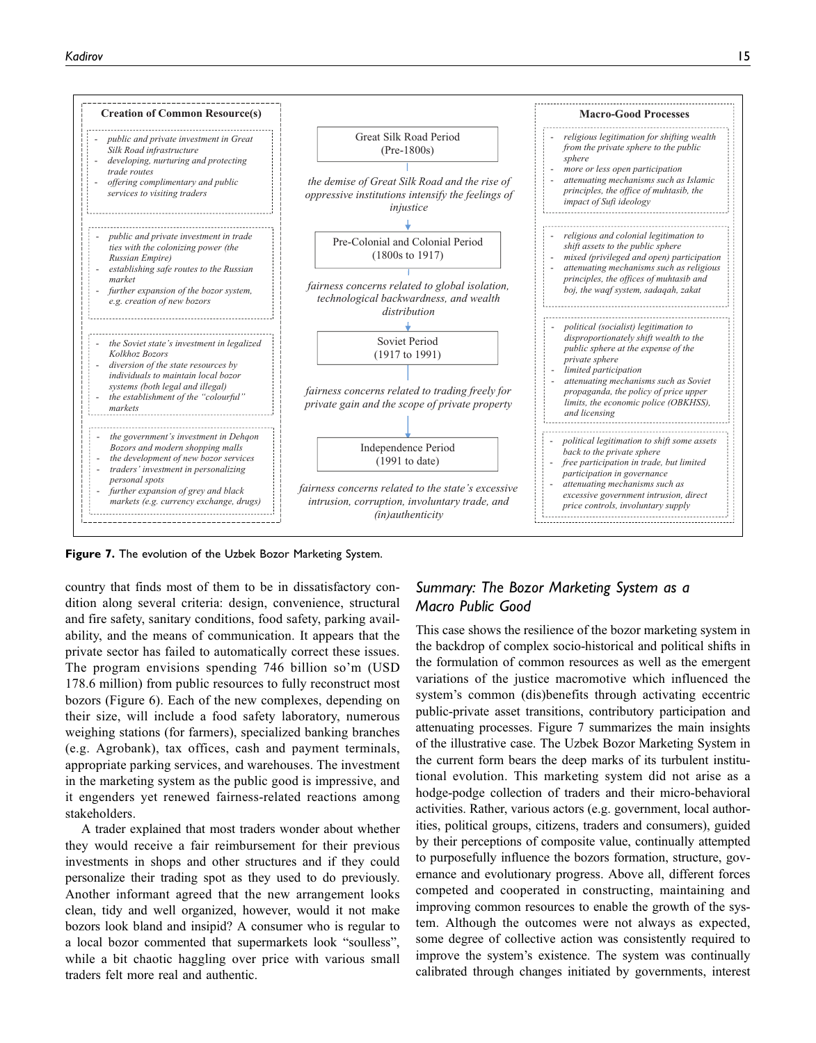**Creation of Common Resource(s)**

- public and private investment in Great Silk Road infrastructure
- developing, nurturing and protecting trade routes
- offering complimentary and public services to visiting traders

- public and private investment in trade ties with the colonizing power (the Russian Empire)
- establishing safe routes to the Russian market
- further expansion of the bozor system, e.g. creation of new bozors

- the Soviet state's investment in legalized Kolkhoz Bozors
- diversion of the state resources by individuals to maintain local bozor systems (both legal and illegal)
- the establishment of the "colourful" markets

- the government's investment in Dehqon Bozors and modern shopping malls
- the development of new bozor services
- traders' investment in personalizing personal spots
- further expansion of grey and black markets (e.g. currency exchange, drugs)

Great Silk Road Period (Pre-1800s)

*the demise of Great Silk Road and the rise of oppressive institutions intensify the feelings of injustice*

Pre-Colonial and Colonial Period (1800s to 1917)

*fairness concerns related to global isolation, technological backwardness, and wealth distribution*

Soviet Period (1917 to 1991)

*fairness concerns related to trading freely for private gain and the scope of private property*

Independence Period (1991 to date)

*fairness concerns related to the state's excessive intrusion, corruption, involuntary trade, and (in)authenticity*

**Macro-Good Processes**

- religious legitimation for shifting wealth from the private sphere to the public sphere
- more or less open participation
- attenuating mechanisms such as Islamic principles, the office of muhtasib, the impact of Sufi ideology

- religious and colonial legitimation to shift assets to the public sphere
- mixed (privileged and open) participation
- attenuating mechanisms such as religious principles, the offices of muhtasib and boj, the waqf system, sadaqah, zakat

- political (socialist) legitimation to disproportionately shift wealth to the public sphere at the expense of the private sphere
- limited participation
- attenuating mechanisms such as Soviet propaganda, the policy of price upper limits, the economic police (OBKHSS), and licensing

- political legitimation to shift some assets back to the private sphere
- free participation in trade, but limited participation in governance
- attenuating mechanisms such as excessive government intrusion, direct price controls, involuntary supply

**Figure 7.** The evolution of the Uzbek Bozor Marketing System.

country that finds most of them to be in dissatisfactory condition along several criteria: design, convenience, structural and fire safety, sanitary conditions, food safety, parking availability, and the means of communication. It appears that the private sector has failed to automatically correct these issues. The program envisions spending 746 billion so'm (USD 178.6 million) from public resources to fully reconstruct most bozors (Figure 6). Each of the new complexes, depending on their size, will include a food safety laboratory, numerous weighing stations (for farmers), specialized banking branches (e.g. Agrobank), tax offices, cash and payment terminals, appropriate parking services, and warehouses. The investment in the marketing system as the public good is impressive, and it engenders yet renewed fairness-related reactions among stakeholders.

A trader explained that most traders wonder about whether they would receive a fair reimbursement for their previous investments in shops and other structures and if they could personalize their trading spot as they used to do previously. Another informant agreed that the new arrangement looks clean, tidy and well organized, however, would it not make bozors look bland and insipid? A consumer who is regular to a local bozor commented that supermarkets look "soulless", while a bit chaotic haggling over price with various small traders felt more real and authentic.

## *Summary: The Bozor Marketing System as a Macro Public Good*

This case shows the resilience of the bozor marketing system in the backdrop of complex socio-historical and political shifts in the formulation of common resources as well as the emergent variations of the justice macromotive which influenced the system's common (dis)benefits through activating eccentric public-private asset transitions, contributory participation and attenuating processes. Figure 7 summarizes the main insights of the illustrative case. The Uzbek Bozor Marketing System in the current form bears the deep marks of its turbulent institutional evolution. This marketing system did not arise as a hodge-podge collection of traders and their micro-behavioral activities. Rather, various actors (e.g. government, local authorities, political groups, citizens, traders and consumers), guided by their perceptions of composite value, continually attempted to purposefully influence the bozors formation, structure, governance and evolutionary progress. Above all, different forces competed and cooperated in constructing, maintaining and improving common resources to enable the growth of the system. Although the outcomes were not always as expected, some degree of collective action was consistently required to improve the system's existence. The system was continually calibrated through changes initiated by governments, interest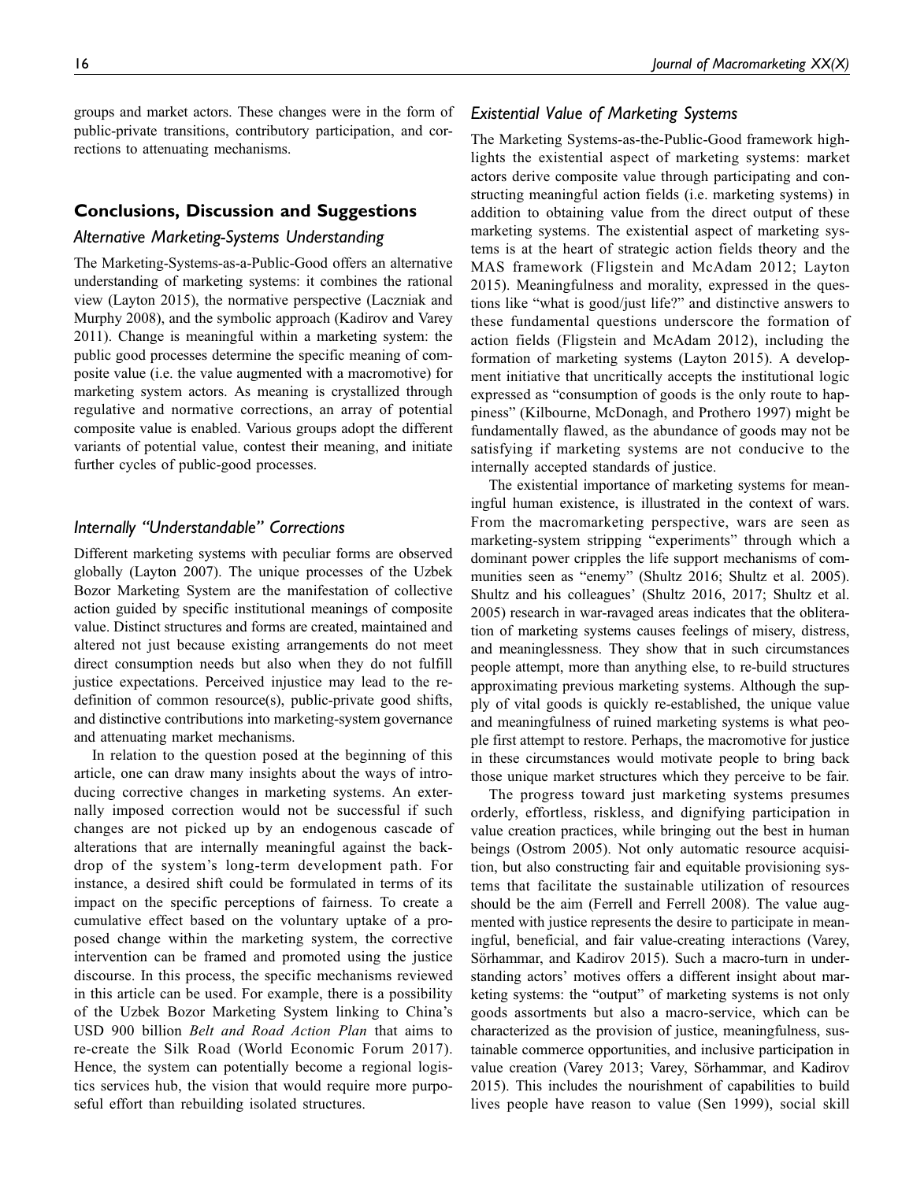groups and market actors. These changes were in the form of public-private transitions, contributory participation, and corrections to attenuating mechanisms.

## Conclusions, Discussion and Suggestions

### *Alternative Marketing-Systems Understanding*

The Marketing-Systems-as-a-Public-Good offers an alternative understanding of marketing systems: it combines the rational view (Layton 2015), the normative perspective (Laczniak and Murphy 2008), and the symbolic approach (Kadirov and Varey 2011). Change is meaningful within a marketing system: the public good processes determine the specific meaning of composite value (i.e. the value augmented with a macromotive) for marketing system actors. As meaning is crystallized through regulative and normative corrections, an array of potential composite value is enabled. Various groups adopt the different variants of potential value, contest their meaning, and initiate further cycles of public-good processes.

### *Internally "Understandable" Corrections*

Different marketing systems with peculiar forms are observed globally (Layton 2007). The unique processes of the Uzbek Bozor Marketing System are the manifestation of collective action guided by specific institutional meanings of composite value. Distinct structures and forms are created, maintained and altered not just because existing arrangements do not meet direct consumption needs but also when they do not fulfill justice expectations. Perceived injustice may lead to the redefinition of common resource(s), public-private good shifts, and distinctive contributions into marketing-system governance and attenuating market mechanisms.

In relation to the question posed at the beginning of this article, one can draw many insights about the ways of introducing corrective changes in marketing systems. An externally imposed correction would not be successful if such changes are not picked up by an endogenous cascade of alterations that are internally meaningful against the backdrop of the system's long-term development path. For instance, a desired shift could be formulated in terms of its impact on the specific perceptions of fairness. To create a cumulative effect based on the voluntary uptake of a proposed change within the marketing system, the corrective intervention can be framed and promoted using the justice discourse. In this process, the specific mechanisms reviewed in this article can be used. For example, there is a possibility of the Uzbek Bozor Marketing System linking to China's USD 900 billion *Belt and Road Action Plan* that aims to re-create the Silk Road (World Economic Forum 2017). Hence, the system can potentially become a regional logistics services hub, the vision that would require more purposeful effort than rebuilding isolated structures.

### *Existential Value of Marketing Systems*

The Marketing Systems-as-the-Public-Good framework highlights the existential aspect of marketing systems: market actors derive composite value through participating and constructing meaningful action fields (i.e. marketing systems) in addition to obtaining value from the direct output of these marketing systems. The existential aspect of marketing systems is at the heart of strategic action fields theory and the MAS framework (Fligstein and McAdam 2012; Layton 2015). Meaningfulness and morality, expressed in the questions like "what is good/just life?" and distinctive answers to these fundamental questions underscore the formation of action fields (Fligstein and McAdam 2012), including the formation of marketing systems (Layton 2015). A development initiative that uncritically accepts the institutional logic expressed as "consumption of goods is the only route to happiness" (Kilbourne, McDonagh, and Prothero 1997) might be fundamentally flawed, as the abundance of goods may not be satisfying if marketing systems are not conducive to the internally accepted standards of justice.

The existential importance of marketing systems for meaningful human existence, is illustrated in the context of wars. From the macromarketing perspective, wars are seen as marketing-system stripping "experiments" through which a dominant power cripples the life support mechanisms of communities seen as "enemy" (Shultz 2016; Shultz et al. 2005). Shultz and his colleagues' (Shultz 2016, 2017; Shultz et al. 2005) research in war-ravaged areas indicates that the obliteration of marketing systems causes feelings of misery, distress, and meaninglessness. They show that in such circumstances people attempt, more than anything else, to re-build structures approximating previous marketing systems. Although the supply of vital goods is quickly re-established, the unique value and meaningfulness of ruined marketing systems is what people first attempt to restore. Perhaps, the macromotive for justice in these circumstances would motivate people to bring back those unique market structures which they perceive to be fair.

The progress toward just marketing systems presumes orderly, effortless, riskless, and dignifying participation in value creation practices, while bringing out the best in human beings (Ostrom 2005). Not only automatic resource acquisition, but also constructing fair and equitable provisioning systems that facilitate the sustainable utilization of resources should be the aim (Ferrell and Ferrell 2008). The value augmented with justice represents the desire to participate in meaningful, beneficial, and fair value-creating interactions (Varey, Sörhammar, and Kadirov 2015). Such a macro-turn in understanding actors' motives offers a different insight about marketing systems: the "output" of marketing systems is not only goods assortments but also a macro-service, which can be characterized as the provision of justice, meaningfulness, sustainable commerce opportunities, and inclusive participation in value creation (Varey 2013; Varey, Sörhammar, and Kadirov 2015). This includes the nourishment of capabilities to build lives people have reason to value (Sen 1999), social skill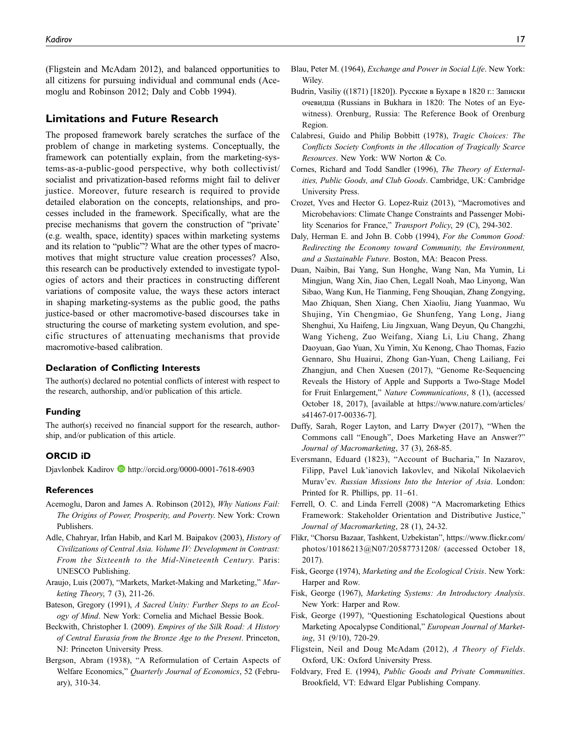(Fligstein and McAdam 2012), and balanced opportunities to all citizens for pursuing individual and communal ends (Acemoglu and Robinson 2012; Daly and Cobb 1994).

## Limitations and Future Research

The proposed framework barely scratches the surface of the problem of change in marketing systems. Conceptually, the framework can potentially explain, from the marketing-systems-as-a-public-good perspective, why both collectivist/socialist and privatization-based reforms might fail to deliver justice. Moreover, future research is required to provide detailed elaboration on the concepts, relationships, and processes included in the framework. Specifically, what are the precise mechanisms that govern the construction of "private' (e.g. wealth, space, identity) spaces within marketing systems and its relation to "public"? What are the other types of macromotives that might structure value creation processes? Also, this research can be productively extended to investigate typologies of actors and their practices in constructing different variations of composite value, the ways these actors interact in shaping marketing-systems as the public good, the paths justice-based or other macromotive-based discourses take in structuring the course of marketing system evolution, and specific structures of attenuating mechanisms that provide macromotive-based calibration.

### Declaration of Conflicting Interests

The author(s) declared no potential conflicts of interest with respect to the research, authorship, and/or publication of this article.

### Funding

The author(s) received no financial support for the research, authorship, and/or publication of this article.

### ORCID iD

Djavlonbek Kadirov http://orcid.org/0000-0001-7618-6903

### References

Acemoglu, Daron and James A. Robinson (2012), *Why Nations Fail: The Origins of Power, Prosperity, and Poverty*. New York: Crown Publishers.

Adle, Chahryar, Irfan Habib, and Karl M. Baipakov (2003), *History of Civilizations of Central Asia. Volume IV: Development in Contrast: From the Sixteenth to the Mid-Nineteenth Century*. Paris: UNESCO Publishing.

Araujo, Luis (2007), "Markets, Market-Making and Marketing," *Marketing Theory*, 7 (3), 211-26.

Bateson, Gregory (1991), *A Sacred Unity: Further Steps to an Ecology of Mind*. New York: Cornelia and Michael Bessie Book.

Beckwith, Christopher I. (2009). *Empires of the Silk Road: A History of Central Eurasia from the Bronze Age to the Present*. Princeton, NJ: Princeton University Press.

Bergson, Abram (1938), "A Reformulation of Certain Aspects of Welfare Economics," *Quarterly Journal of Economics*, 52 (February), 310-34.

Blau, Peter M. (1964), *Exchange and Power in Social Life*. New York: Wiley.

Budrin, Vasiliy ((1871) [1820]). Русские в Бухаре в 1820 г.: Записки очевидца (Russians in Bukhara in 1820: The Notes of an Eyewitness). Orenburg, Russia: The Reference Book of Orenburg Region.

Calabresi, Guido and Philip Bobbitt (1978), *Tragic Choices: The Conflicts Society Confronts in the Allocation of Tragically Scarce Resources*. New York: WW Norton & Co.

Cornes, Richard and Todd Sandler (1996), *The Theory of Externalities, Public Goods, and Club Goods*. Cambridge, UK: Cambridge University Press.

Crozet, Yves and Hector G. Lopez-Ruiz (2013), "Macromotives and Microbehaviors: Climate Change Constraints and Passenger Mobility Scenarios for France," *Transport Policy*, 29 (C), 294-302.

Daly, Herman E. and John B. Cobb (1994), *For the Common Good: Redirecting the Economy toward Community, the Environment, and a Sustainable Future*. Boston, MA: Beacon Press.

Duan, Naibin, Bai Yang, Sun Honghe, Wang Nan, Ma Yumin, Li Mingjun, Wang Xin, Jiao Chen, Legall Noah, Mao Linyong, Wan Sibao, Wang Kun, He Tianming, Feng Shouqian, Zhang Zongying, Mao Zhiquan, Shen Xiang, Chen Xiaoliu, Jiang Yuanmao, Wu Shujing, Yin Chengmiao, Ge Shunfeng, Yang Long, Jiang Shenghui, Xu Haifeng, Liu Jingxuan, Wang Deyun, Qu Changzhi, Wang Yicheng, Zuo Weifang, Xiang Li, Liu Chang, Zhang Daoyuan, Gao Yuan, Xu Yimin, Xu Kenong, Chao Thomas, Fazio Gennaro, Shu Huairui, Zhong Gan-Yuan, Cheng Lailiang, Fei Zhangjun, and Chen Xuesen (2017), "Genome Re-Sequencing Reveals the History of Apple and Supports a Two-Stage Model for Fruit Enlargement," *Nature Communications*, 8 (1), (accessed October 18, 2017), [available at https://www.nature.com/articles/s41467-017-00336-7].

Duffy, Sarah, Roger Layton, and Larry Dwyer (2017), "When the Commons call "Enough", Does Marketing Have an Answer?" *Journal of Macromarketing*, 37 (3), 268-85.

Eversmann, Eduard (1823), "Account of Bucharia," In Nazarov, Filipp, Pavel Luk'ianovich Iakovlev, and Nikolaĭ Nikolaevich Murav'ev. *Russian Missions Into the Interior of Asia*. London: Printed for R. Phillips, pp. 11–61.

Ferrell, O. C. and Linda Ferrell (2008) "A Macromarketing Ethics Framework: Stakeholder Orientation and Distributive Justice," *Journal of Macromarketing*, 28 (1), 24-32.

Flikr, "Chorsu Bazaar, Tashkent, Uzbekistan", https://www.flickr.com/photos/10186213@N07/20587731208/ (accessed October 18, 2017).

Fisk, George (1974), *Marketing and the Ecological Crisis*. New York: Harper and Row.

Fisk, George (1967), *Marketing Systems: An Introductory Analysis*. New York: Harper and Row.

Fisk, George (1997), "Questioning Eschatological Questions about Marketing Apocalypse Conditional," *European Journal of Marketing*, 31 (9/10), 720-29.

Fligstein, Neil and Doug McAdam (2012), *A Theory of Fields*. Oxford, UK: Oxford University Press.

Foldvary, Fred E. (1994), *Public Goods and Private Communities*. Brookfield, VT: Edward Elgar Publishing Company.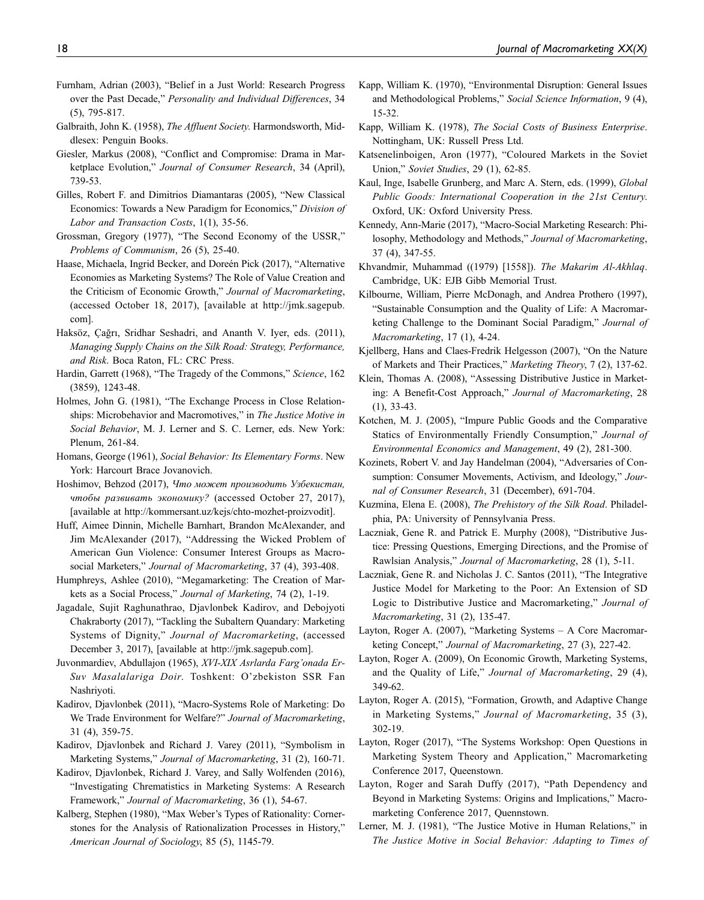Furnham, Adrian (2003), "Belief in a Just World: Research Progress over the Past Decade," *Personality and Individual Differences*, 34 (5), 795-817.

Galbraith, John K. (1958), *The Affluent Society*. Harmondsworth, Middlesex: Penguin Books.

Giesler, Markus (2008), "Conflict and Compromise: Drama in Marketplace Evolution," *Journal of Consumer Research*, 34 (April), 739-53.

Gilles, Robert F. and Dimitrios Diamantaras (2005), "New Classical Economics: Towards a New Paradigm for Economics," *Division of Labor and Transaction Costs*, 1(1), 35-56.

Grossman, Gregory (1977), "The Second Economy of the USSR," *Problems of Communism*, 26 (5), 25-40.

Haase, Michaela, Ingrid Becker, and Doreén Pick (2017), "Alternative Economies as Marketing Systems? The Role of Value Creation and the Criticism of Economic Growth," *Journal of Macromarketing*, (accessed October 18, 2017), [available at http://jmk.sagepub.com].

Haksöz, Çağrı, Sridhar Seshadri, and Ananth V. Iyer, eds. (2011), *Managing Supply Chains on the Silk Road: Strategy, Performance, and Risk*. Boca Raton, FL: CRC Press.

Hardin, Garrett (1968), "The Tragedy of the Commons," *Science*, 162 (3859), 1243-48.

Holmes, John G. (1981), "The Exchange Process in Close Relationships: Microbehavior and Macromotives," in *The Justice Motive in Social Behavior*, M. J. Lerner and S. C. Lerner, eds. New York: Plenum, 261-84.

Homans, George (1961), *Social Behavior: Its Elementary Forms*. New York: Harcourt Brace Jovanovich.

Hoshimov, Behzod (2017), *Что может производить Узбекистан, чтобы развивать экономику?* (accessed October 27, 2017), [available at http://kommersant.uz/kejs/chto-mozhet-proizvodit].

Huff, Aimee Dinnin, Michelle Barnhart, Brandon McAlexander, and Jim McAlexander (2017), "Addressing the Wicked Problem of American Gun Violence: Consumer Interest Groups as Macrosocial Marketers," *Journal of Macromarketing*, 37 (4), 393-408.

Humphreys, Ashlee (2010), "Megamarketing: The Creation of Markets as a Social Process," *Journal of Marketing*, 74 (2), 1-19.

Jagadale, Sujit Raghunathrao, Djavlonbek Kadirov, and Debojyoti Chakraborty (2017), "Tackling the Subaltern Quandary: Marketing Systems of Dignity," *Journal of Macromarketing*, (accessed December 3, 2017), [available at http://jmk.sagepub.com].

Juvonmardiev, Abdullajon (1965), *XVI-XIX Asrlarda Farg'onada Er-Suv Masalalariga Doir*. Toshkent: O'zbekiston SSR Fan Nashriyoti.

Kadirov, Djavlonbek (2011), "Macro-Systems Role of Marketing: Do We Trade Environment for Welfare?" *Journal of Macromarketing*, 31 (4), 359-75.

Kadirov, Djavlonbek and Richard J. Varey (2011), "Symbolism in Marketing Systems," *Journal of Macromarketing*, 31 (2), 160-71.

Kadirov, Djavlonbek, Richard J. Varey, and Sally Wolfenden (2016), "Investigating Chrematistics in Marketing Systems: A Research Framework," *Journal of Macromarketing*, 36 (1), 54-67.

Kalberg, Stephen (1980), "Max Weber's Types of Rationality: Cornerstones for the Analysis of Rationalization Processes in History," *American Journal of Sociology*, 85 (5), 1145-79.

Kapp, William K. (1970), "Environmental Disruption: General Issues and Methodological Problems," *Social Science Information*, 9 (4), 15-32.

Kapp, William K. (1978), *The Social Costs of Business Enterprise*. Nottingham, UK: Russell Press Ltd.

Katsenelinboigen, Aron (1977), "Coloured Markets in the Soviet Union," *Soviet Studies*, 29 (1), 62-85.

Kaul, Inge, Isabelle Grunberg, and Marc A. Stern, eds. (1999), *Global Public Goods: International Cooperation in the 21st Century*. Oxford, UK: Oxford University Press.

Kennedy, Ann-Marie (2017), "Macro-Social Marketing Research: Philosophy, Methodology and Methods," *Journal of Macromarketing*, 37 (4), 347-55.

Khvandmir, Muhammad ((1979) [1558]). *The Makarim Al-Akhlaq*. Cambridge, UK: EJB Gibb Memorial Trust.

Kilbourne, William, Pierre McDonagh, and Andrea Prothero (1997), "Sustainable Consumption and the Quality of Life: A Macromarketing Challenge to the Dominant Social Paradigm," *Journal of Macromarketing*, 17 (1), 4-24.

Kjellberg, Hans and Claes-Fredrik Helgesson (2007), "On the Nature of Markets and Their Practices," *Marketing Theory*, 7 (2), 137-62.

Klein, Thomas A. (2008), "Assessing Distributive Justice in Marketing: A Benefit-Cost Approach," *Journal of Macromarketing*, 28 (1), 33-43.

Kotchen, M. J. (2005), "Impure Public Goods and the Comparative Statics of Environmentally Friendly Consumption," *Journal of Environmental Economics and Management*, 49 (2), 281-300.

Kozinets, Robert V. and Jay Handelman (2004), "Adversaries of Consumption: Consumer Movements, Activism, and Ideology," *Journal of Consumer Research*, 31 (December), 691-704.

Kuzmina, Elena E. (2008), *The Prehistory of the Silk Road*. Philadelphia, PA: University of Pennsylvania Press.

Laczniak, Gene R. and Patrick E. Murphy (2008), "Distributive Justice: Pressing Questions, Emerging Directions, and the Promise of Rawlsian Analysis," *Journal of Macromarketing*, 28 (1), 5-11.

Laczniak, Gene R. and Nicholas J. C. Santos (2011), "The Integrative Justice Model for Marketing to the Poor: An Extension of SD Logic to Distributive Justice and Macromarketing," *Journal of Macromarketing*, 31 (2), 135-47.

Layton, Roger A. (2007), "Marketing Systems – A Core Macromarketing Concept," *Journal of Macromarketing*, 27 (3), 227-42.

Layton, Roger A. (2009), On Economic Growth, Marketing Systems, and the Quality of Life," *Journal of Macromarketing*, 29 (4), 349-62.

Layton, Roger A. (2015), "Formation, Growth, and Adaptive Change in Marketing Systems," *Journal of Macromarketing*, 35 (3), 302-19.

Layton, Roger (2017), "The Systems Workshop: Open Questions in Marketing System Theory and Application," Macromarketing Conference 2017, Queenstown.

Layton, Roger and Sarah Duffy (2017), "Path Dependency and Beyond in Marketing Systems: Origins and Implications," Macromarketing Conference 2017, Quennstown.

Lerner, M. J. (1981), "The Justice Motive in Human Relations," in *The Justice Motive in Social Behavior: Adapting to Times of*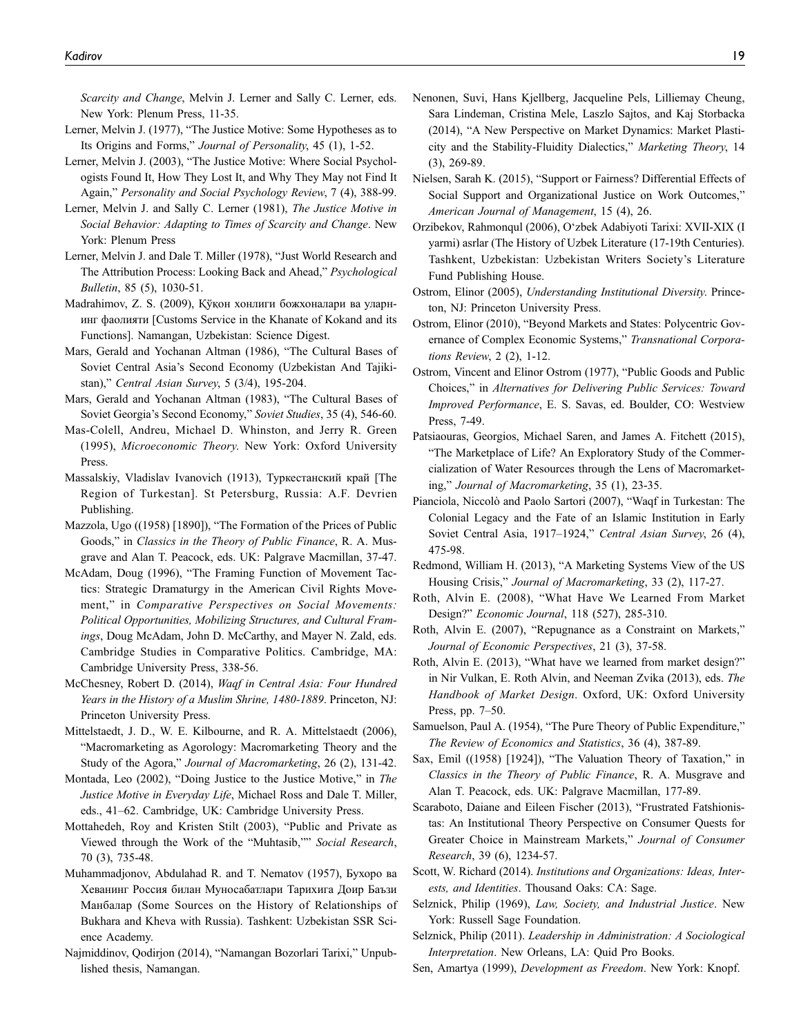*Scarcity and Change*, Melvin J. Lerner and Sally C. Lerner, eds. New York: Plenum Press, 11-35.

Lerner, Melvin J. (1977), "The Justice Motive: Some Hypotheses as to Its Origins and Forms," *Journal of Personality*, 45 (1), 1-52.

Lerner, Melvin J. (2003), "The Justice Motive: Where Social Psychologists Found It, How They Lost It, and Why They May not Find It Again," *Personality and Social Psychology Review*, 7 (4), 388-99.

Lerner, Melvin J. and Sally C. Lerner (1981), *The Justice Motive in Social Behavior: Adapting to Times of Scarcity and Change*. New York: Plenum Press

Lerner, Melvin J. and Dale T. Miller (1978), "Just World Research and The Attribution Process: Looking Back and Ahead," *Psychological Bulletin*, 85 (5), 1030-51.

Madrahimov, Z. S. (2009), Қўқон хонлиги божхоналари ва уларнинг фаолияти [Customs Service in the Khanate of Kokand and its Functions]. Namangan, Uzbekistan: Science Digest.

Mars, Gerald and Yochanan Altman (1986), "The Cultural Bases of Soviet Central Asia's Second Economy (Uzbekistan And Tajikistan)," *Central Asian Survey*, 5 (3/4), 195-204.

Mars, Gerald and Yochanan Altman (1983), "The Cultural Bases of Soviet Georgia's Second Economy," *Soviet Studies*, 35 (4), 546-60.

Mas-Colell, Andreu, Michael D. Whinston, and Jerry R. Green (1995), *Microeconomic Theory*. New York: Oxford University Press.

Massalskiy, Vladislav Ivanovich (1913), Туркестанский край [The Region of Turkestan]. St Petersburg, Russia: A.F. Devrien Publishing.

Mazzola, Ugo ((1958) [1890]), "The Formation of the Prices of Public Goods," in *Classics in the Theory of Public Finance*, R. A. Musgrave and Alan T. Peacock, eds. UK: Palgrave Macmillan, 37-47.

McAdam, Doug (1996), "The Framing Function of Movement Tactics: Strategic Dramaturgy in the American Civil Rights Movement," in *Comparative Perspectives on Social Movements: Political Opportunities, Mobilizing Structures, and Cultural Framings*, Doug McAdam, John D. McCarthy, and Mayer N. Zald, eds. Cambridge Studies in Comparative Politics. Cambridge, MA: Cambridge University Press, 338-56.

McChesney, Robert D. (2014), *Waqf in Central Asia: Four Hundred Years in the History of a Muslim Shrine, 1480-1889*. Princeton, NJ: Princeton University Press.

Mittelstaedt, J. D., W. E. Kilbourne, and R. A. Mittelstaedt (2006), "Macromarketing as Agorology: Macromarketing Theory and the Study of the Agora," *Journal of Macromarketing*, 26 (2), 131-42.

Montada, Leo (2002), "Doing Justice to the Justice Motive," in *The Justice Motive in Everyday Life*, Michael Ross and Dale T. Miller, eds., 41–62. Cambridge, UK: Cambridge University Press.

Mottahedeh, Roy and Kristen Stilt (2003), "Public and Private as Viewed through the Work of the "Muhtasib,"" *Social Research*, 70 (3), 735-48.

Muhammadjonov, Abdulahad R. and T. Nematov (1957), Бухоро ва Хеванинг Россия билан Муносабатлари Тарихига Доир Баъзи Манбалар (Some Sources on the History of Relationships of Bukhara and Kheva with Russia). Tashkent: Uzbekistan SSR Science Academy.

Najmiddinov, Qodirjon (2014), "Namangan Bozorlari Tarixi," Unpublished thesis, Namangan.

Nenonen, Suvi, Hans Kjellberg, Jacqueline Pels, Lilliemay Cheung, Sara Lindeman, Cristina Mele, Laszlo Sajtos, and Kaj Storbacka (2014), "A New Perspective on Market Dynamics: Market Plasticity and the Stability-Fluidity Dialectics," *Marketing Theory*, 14 (3), 269-89.

Nielsen, Sarah K. (2015), "Support or Fairness? Differential Effects of Social Support and Organizational Justice on Work Outcomes," *American Journal of Management*, 15 (4), 26.

Orzibekov, Rahmonqul (2006), O'zbek Adabiyoti Tarixi: XVII-XIX (I yarmi) asrlar (The History of Uzbek Literature (17-19th Centuries). Tashkent, Uzbekistan: Uzbekistan Writers Society's Literature Fund Publishing House.

Ostrom, Elinor (2005), *Understanding Institutional Diversity*. Princeton, NJ: Princeton University Press.

Ostrom, Elinor (2010), "Beyond Markets and States: Polycentric Governance of Complex Economic Systems," *Transnational Corporations Review*, 2 (2), 1-12.

Ostrom, Vincent and Elinor Ostrom (1977), "Public Goods and Public Choices," in *Alternatives for Delivering Public Services: Toward Improved Performance*, E. S. Savas, ed. Boulder, CO: Westview Press, 7-49.

Patsiaouras, Georgios, Michael Saren, and James A. Fitchett (2015), "The Marketplace of Life? An Exploratory Study of the Commercialization of Water Resources through the Lens of Macromarketing," *Journal of Macromarketing*, 35 (1), 23-35.

Pianciola, Niccolò and Paolo Sartori (2007), "Waqf in Turkestan: The Colonial Legacy and the Fate of an Islamic Institution in Early Soviet Central Asia, 1917–1924," *Central Asian Survey*, 26 (4), 475-98.

Redmond, William H. (2013), "A Marketing Systems View of the US Housing Crisis," *Journal of Macromarketing*, 33 (2), 117-27.

Roth, Alvin E. (2008), "What Have We Learned From Market Design?" *Economic Journal*, 118 (527), 285-310.

Roth, Alvin E. (2007), "Repugnance as a Constraint on Markets," *Journal of Economic Perspectives*, 21 (3), 37-58.

Roth, Alvin E. (2013), "What have we learned from market design?" in Nir Vulkan, E. Roth Alvin, and Neeman Zvika (2013), eds. *The Handbook of Market Design*. Oxford, UK: Oxford University Press, pp. 7–50.

Samuelson, Paul A. (1954), "The Pure Theory of Public Expenditure," *The Review of Economics and Statistics*, 36 (4), 387-89.

Sax, Emil ((1958) [1924]), "The Valuation Theory of Taxation," in *Classics in the Theory of Public Finance*, R. A. Musgrave and Alan T. Peacock, eds. UK: Palgrave Macmillan, 177-89.

Scaraboto, Daiane and Eileen Fischer (2013), "Frustrated Fatshionistas: An Institutional Theory Perspective on Consumer Quests for Greater Choice in Mainstream Markets," *Journal of Consumer Research*, 39 (6), 1234-57.

Scott, W. Richard (2014). *Institutions and Organizations: Ideas, Interests, and Identities*. Thousand Oaks: CA: Sage.

Selznick, Philip (1969), *Law, Society, and Industrial Justice*. New York: Russell Sage Foundation.

Selznick, Philip (2011). *Leadership in Administration: A Sociological Interpretation*. New Orleans, LA: Quid Pro Books.

Sen, Amartya (1999), *Development as Freedom*. New York: Knopf.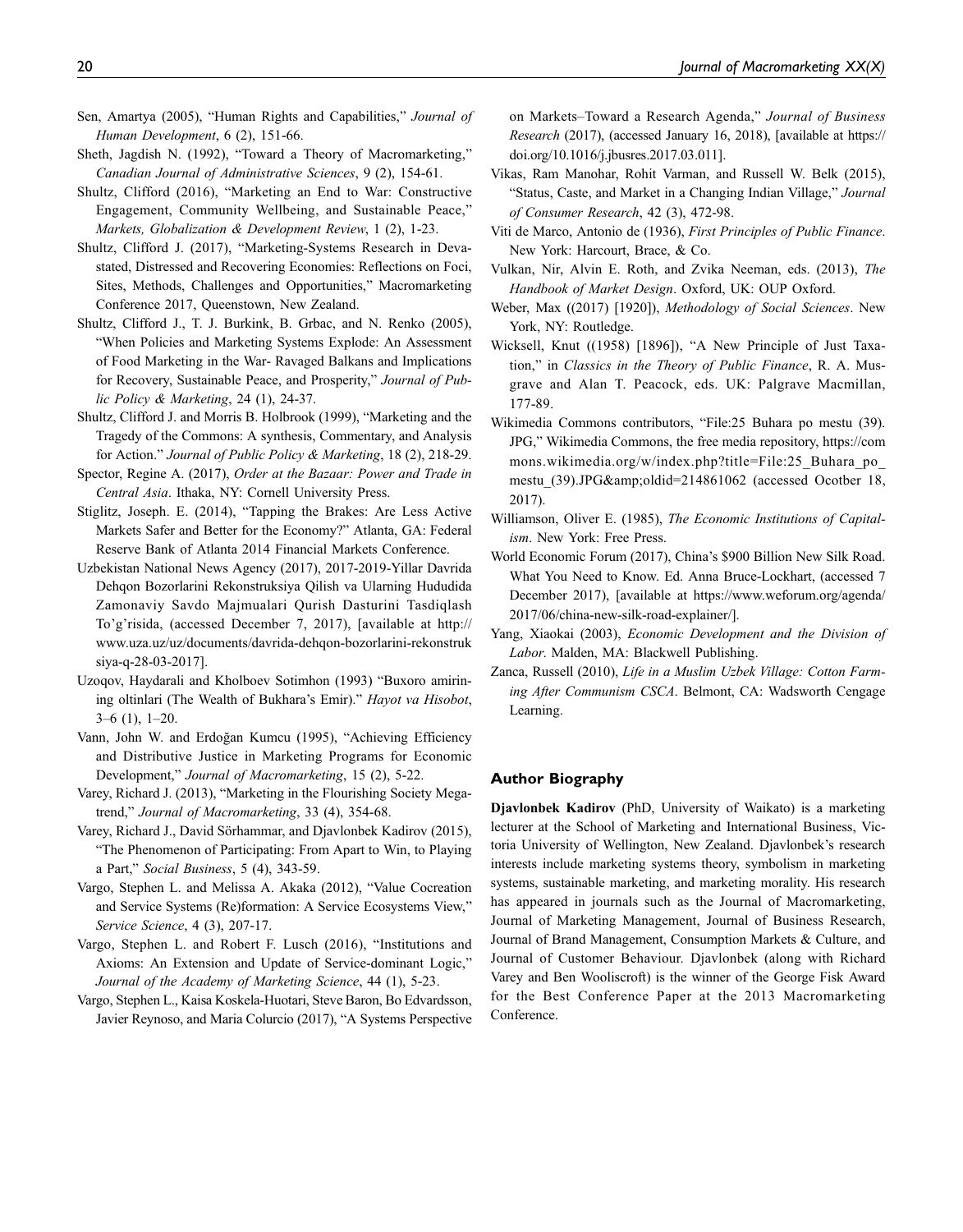Sen, Amartya (2005), "Human Rights and Capabilities," *Journal of Human Development*, 6 (2), 151-66.

Sheth, Jagdish N. (1992), "Toward a Theory of Macromarketing," *Canadian Journal of Administrative Sciences*, 9 (2), 154-61.

Shultz, Clifford (2016), "Marketing an End to War: Constructive Engagement, Community Wellbeing, and Sustainable Peace," *Markets, Globalization & Development Review*, 1 (2), 1-23.

Shultz, Clifford J. (2017), "Marketing-Systems Research in Devastated, Distressed and Recovering Economies: Reflections on Foci, Sites, Methods, Challenges and Opportunities," Macromarketing Conference 2017, Queenstown, New Zealand.

Shultz, Clifford J., T. J. Burkink, B. Grbac, and N. Renko (2005), "When Policies and Marketing Systems Explode: An Assessment of Food Marketing in the War- Ravaged Balkans and Implications for Recovery, Sustainable Peace, and Prosperity," *Journal of Public Policy & Marketing*, 24 (1), 24-37.

Shultz, Clifford J. and Morris B. Holbrook (1999), "Marketing and the Tragedy of the Commons: A synthesis, Commentary, and Analysis for Action." *Journal of Public Policy & Marketing*, 18 (2), 218-29.

Spector, Regine A. (2017), *Order at the Bazaar: Power and Trade in Central Asia*. Ithaka, NY: Cornell University Press.

Stiglitz, Joseph. E. (2014), "Tapping the Brakes: Are Less Active Markets Safer and Better for the Economy?" Atlanta, GA: Federal Reserve Bank of Atlanta 2014 Financial Markets Conference.

Uzbekistan National News Agency (2017), 2017-2019-Yillar Davrida Dehqon Bozorlarini Rekonstruksiya Qilish va Ularning Hududida Zamonaviy Savdo Majmualari Qurish Dasturini Tasdiqlash To'g'risida, (accessed December 7, 2017), [available at http://www.uza.uz/uz/documents/davrida-dehqon-bozorlarini-rekonstruksiya-q-28-03-2017].

Uzoqov, Haydarali and Kholboev Sotimhon (1993) "Buxoro amirining oltinlari (The Wealth of Bukhara's Emir)." *Hayot va Hisobot*, 3–6 (1), 1–20.

Vann, John W. and Erdoğan Kumcu (1995), "Achieving Efficiency and Distributive Justice in Marketing Programs for Economic Development," *Journal of Macromarketing*, 15 (2), 5-22.

Varey, Richard J. (2013), "Marketing in the Flourishing Society Megatrend," *Journal of Macromarketing*, 33 (4), 354-68.

Varey, Richard J., David Sörhammar, and Djavlonbek Kadirov (2015), "The Phenomenon of Participating: From Apart to Win, to Playing a Part," *Social Business*, 5 (4), 343-59.

Vargo, Stephen L. and Melissa A. Akaka (2012), "Value Cocreation and Service Systems (Re)formation: A Service Ecosystems View," *Service Science*, 4 (3), 207-17.

Vargo, Stephen L. and Robert F. Lusch (2016), "Institutions and Axioms: An Extension and Update of Service-dominant Logic," *Journal of the Academy of Marketing Science*, 44 (1), 5-23.

Vargo, Stephen L., Kaisa Koskela-Huotari, Steve Baron, Bo Edvardsson, Javier Reynoso, and Maria Colurcio (2017), "A Systems Perspective on Markets–Toward a Research Agenda," *Journal of Business Research* (2017), (accessed January 16, 2018), [available at https://doi.org/10.1016/j.jbusres.2017.03.011].

Vikas, Ram Manohar, Rohit Varman, and Russell W. Belk (2015), "Status, Caste, and Market in a Changing Indian Village," *Journal of Consumer Research*, 42 (3), 472-98.

Viti de Marco, Antonio de (1936), *First Principles of Public Finance*. New York: Harcourt, Brace, & Co.

Vulkan, Nir, Alvin E. Roth, and Zvika Neeman, eds. (2013), *The Handbook of Market Design*. Oxford, UK: OUP Oxford.

Weber, Max ((2017) [1920]), *Methodology of Social Sciences*. New York, NY: Routledge.

Wicksell, Knut ((1958) [1896]), "A New Principle of Just Taxation," in *Classics in the Theory of Public Finance*, R. A. Musgrave and Alan T. Peacock, eds. UK: Palgrave Macmillan, 177-89.

Wikimedia Commons contributors, "File:25 Buhara po mestu (39).JPG," Wikimedia Commons, the free media repository, https://commons.wikimedia.org/w/index.php?title=File:25_Buhara_po_mestu_(39).JPG&amp;oldid=214861062 (accessed Ocotber 18, 2017).

Williamson, Oliver E. (1985), *The Economic Institutions of Capitalism*. New York: Free Press.

World Economic Forum (2017), China's $900 Billion New Silk Road. What You Need to Know. Ed. Anna Bruce-Lockhart, (accessed 7 December 2017), [available at https://www.weforum.org/agenda/2017/06/china-new-silk-road-explainer/].

Yang, Xiaokai (2003), *Economic Development and the Division of Labor*. Malden, MA: Blackwell Publishing.

Zanca, Russell (2010), *Life in a Muslim Uzbek Village: Cotton Farming After Communism CSCA*. Belmont, CA: Wadsworth Cengage Learning.

## Author Biography

**Djavlonbek Kadirov** (PhD, University of Waikato) is a marketing lecturer at the School of Marketing and International Business, Victoria University of Wellington, New Zealand. Djavlonbek's research interests include marketing systems theory, symbolism in marketing systems, sustainable marketing, and marketing morality. His research has appeared in journals such as the Journal of Macromarketing, Journal of Marketing Management, Journal of Business Research, Journal of Brand Management, Consumption Markets & Culture, and Journal of Customer Behaviour. Djavlonbek (along with Richard Varey and Ben Wooliscroft) is the winner of the George Fisk Award for the Best Conference Paper at the 2013 Macromarketing Conference.